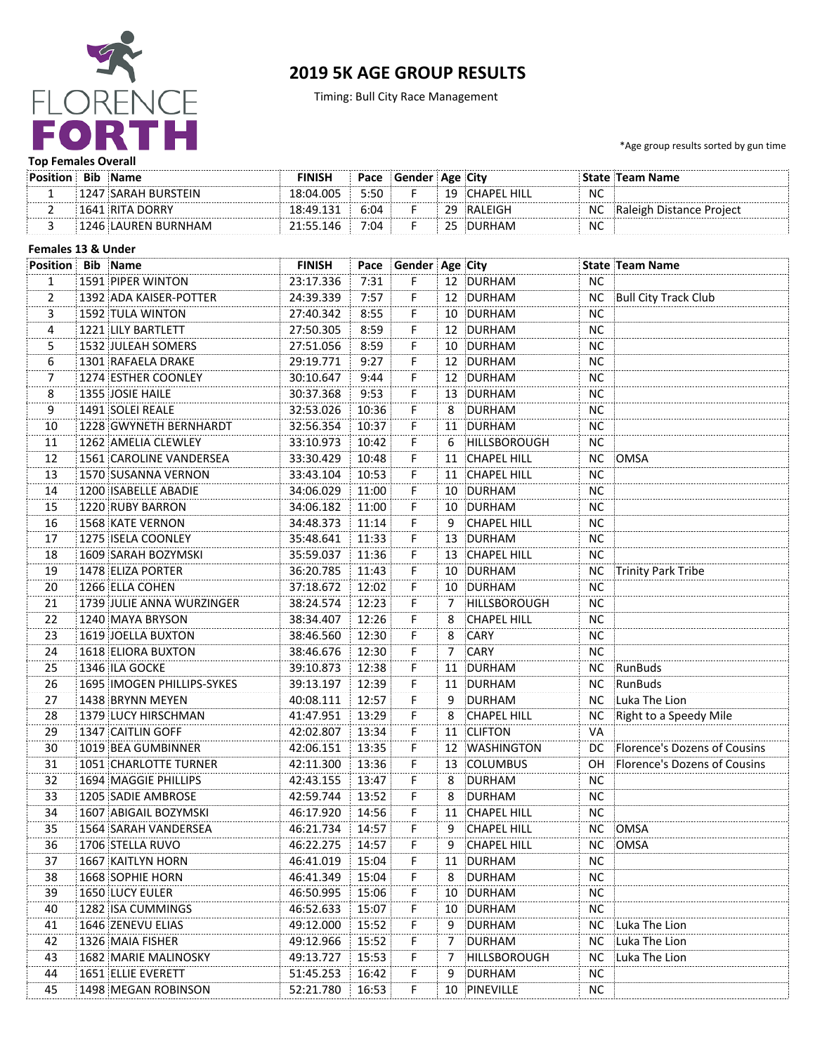FLORENCE FORTH

# 2019 5K AGE GROUP RESULTS

Timing: Bull City Race Management

*Age group results sorted by gun time

**Top Females Overall**

| Position | Bib | Name | FINISH | Pace | Gender | Age | City | State | Team Name |
|---|---|---|---|---|---|---|---|---|---|
| 1 | 1247 | SARAH BURSTEIN | 18:04.005 | 5:50 | F | 19 | CHAPEL HILL | NC | |
| 2 | 1641 | RITA DORRY | 18:49.131 | 6:04 | F | 29 | RALEIGH | NC | Raleigh Distance Project |
| 3 | 1246 | LAUREN BURNHAM | 21:55.146 | 7:04 | F | 25 | DURHAM | NC | |

**Females 13 & Under**

| Position | Bib | Name | FINISH | Pace | Gender | Age | City | State | Team Name |
|---|---|---|---|---|---|---|---|---|---|
| 1 | 1591 | PIPER WINTON | 23:17.336 | 7:31 | F | 12 | DURHAM | NC | |
| 2 | 1392 | ADA KAISER-POTTER | 24:39.339 | 7:57 | F | 12 | DURHAM | NC | Bull City Track Club |
| 3 | 1592 | TULA WINTON | 27:40.342 | 8:55 | F | 10 | DURHAM | NC | |
| 4 | 1221 | LILY BARTLETT | 27:50.305 | 8:59 | F | 12 | DURHAM | NC | |
| 5 | 1532 | JULEAH SOMERS | 27:51.056 | 8:59 | F | 10 | DURHAM | NC | |
| 6 | 1301 | RAFAELA DRAKE | 29:19.771 | 9:27 | F | 12 | DURHAM | NC | |
| 7 | 1274 | ESTHER COONLEY | 30:10.647 | 9:44 | F | 12 | DURHAM | NC | |
| 8 | 1355 | JOSIE HAILE | 30:37.368 | 9:53 | F | 13 | DURHAM | NC | |
| 9 | 1491 | SOLEI REALE | 32:53.026 | 10:36 | F | 8 | DURHAM | NC | |
| 10 | 1228 | GWYNETH BERNHARDT | 32:56.354 | 10:37 | F | 11 | DURHAM | NC | |
| 11 | 1262 | AMELIA CLEWLEY | 33:10.973 | 10:42 | F | 6 | HILLSBOROUGH | NC | |
| 12 | 1561 | CAROLINE VANDERSEA | 33:30.429 | 10:48 | F | 11 | CHAPEL HILL | NC | OMSA |
| 13 | 1570 | SUSANNA VERNON | 33:43.104 | 10:53 | F | 11 | CHAPEL HILL | NC | |
| 14 | 1200 | ISABELLE ABADIE | 34:06.029 | 11:00 | F | 10 | DURHAM | NC | |
| 15 | 1220 | RUBY BARRON | 34:06.182 | 11:00 | F | 10 | DURHAM | NC | |
| 16 | 1568 | KATE VERNON | 34:48.373 | 11:14 | F | 9 | CHAPEL HILL | NC | |
| 17 | 1275 | ISELA COONLEY | 35:48.641 | 11:33 | F | 13 | DURHAM | NC | |
| 18 | 1609 | SARAH BOZYMSKI | 35:59.037 | 11:36 | F | 13 | CHAPEL HILL | NC | |
| 19 | 1478 | ELIZA PORTER | 36:20.785 | 11:43 | F | 10 | DURHAM | NC | Trinity Park Tribe |
| 20 | 1266 | ELLA COHEN | 37:18.672 | 12:02 | F | 10 | DURHAM | NC | |
| 21 | 1739 | JULIE ANNA WURZINGER | 38:24.574 | 12:23 | F | 7 | HILLSBOROUGH | NC | |
| 22 | 1240 | MAYA BRYSON | 38:34.407 | 12:26 | F | 8 | CHAPEL HILL | NC | |
| 23 | 1619 | JOELLA BUXTON | 38:46.560 | 12:30 | F | 8 | CARY | NC | |
| 24 | 1618 | ELIORA BUXTON | 38:46.676 | 12:30 | F | 7 | CARY | NC | |
| 25 | 1346 | ILA GOCKE | 39:10.873 | 12:38 | F | 11 | DURHAM | NC | RunBuds |
| 26 | 1695 | IMOGEN PHILLIPS-SYKES | 39:13.197 | 12:39 | F | 11 | DURHAM | NC | RunBuds |
| 27 | 1438 | BRYNN MEYEN | 40:08.111 | 12:57 | F | 9 | DURHAM | NC | Luka The Lion |
| 28 | 1379 | LUCY HIRSCHMAN | 41:47.951 | 13:29 | F | 8 | CHAPEL HILL | NC | Right to a Speedy Mile |
| 29 | 1347 | CAITLIN GOFF | 42:02.807 | 13:34 | F | 11 | CLIFTON | VA | |
| 30 | 1019 | BEA GUMBINNER | 42:06.151 | 13:35 | F | 12 | WASHINGTON | DC | Florence's Dozens of Cousins |
| 31 | 1051 | CHARLOTTE TURNER | 42:11.300 | 13:36 | F | 13 | COLUMBUS | OH | Florence's Dozens of Cousins |
| 32 | 1694 | MAGGIE PHILLIPS | 42:43.155 | 13:47 | F | 8 | DURHAM | NC | |
| 33 | 1205 | SADIE AMBROSE | 42:59.744 | 13:52 | F | 8 | DURHAM | NC | |
| 34 | 1607 | ABIGAIL BOZYMSKI | 46:17.920 | 14:56 | F | 11 | CHAPEL HILL | NC | |
| 35 | 1564 | SARAH VANDERSEA | 46:21.734 | 14:57 | F | 9 | CHAPEL HILL | NC | OMSA |
| 36 | 1706 | STELLA RUVO | 46:22.275 | 14:57 | F | 9 | CHAPEL HILL | NC | OMSA |
| 37 | 1667 | KAITLYN HORN | 46:41.019 | 15:04 | F | 11 | DURHAM | NC | |
| 38 | 1668 | SOPHIE HORN | 46:41.349 | 15:04 | F | 8 | DURHAM | NC | |
| 39 | 1650 | LUCY EULER | 46:50.995 | 15:06 | F | 10 | DURHAM | NC | |
| 40 | 1282 | ISA CUMMINGS | 46:52.633 | 15:07 | F | 10 | DURHAM | NC | |
| 41 | 1646 | ZENEVU ELIAS | 49:12.000 | 15:52 | F | 9 | DURHAM | NC | Luka The Lion |
| 42 | 1326 | MAIA FISHER | 49:12.966 | 15:52 | F | 7 | DURHAM | NC | Luka The Lion |
| 43 | 1682 | MARIE MALINOSKY | 49:13.727 | 15:53 | F | 7 | HILLSBOROUGH | NC | Luka The Lion |
| 44 | 1651 | ELLIE EVERETT | 51:45.253 | 16:42 | F | 9 | DURHAM | NC | |
| 45 | 1498 | MEGAN ROBINSON | 52:21.780 | 16:53 | F | 10 | PINEVILLE | NC | |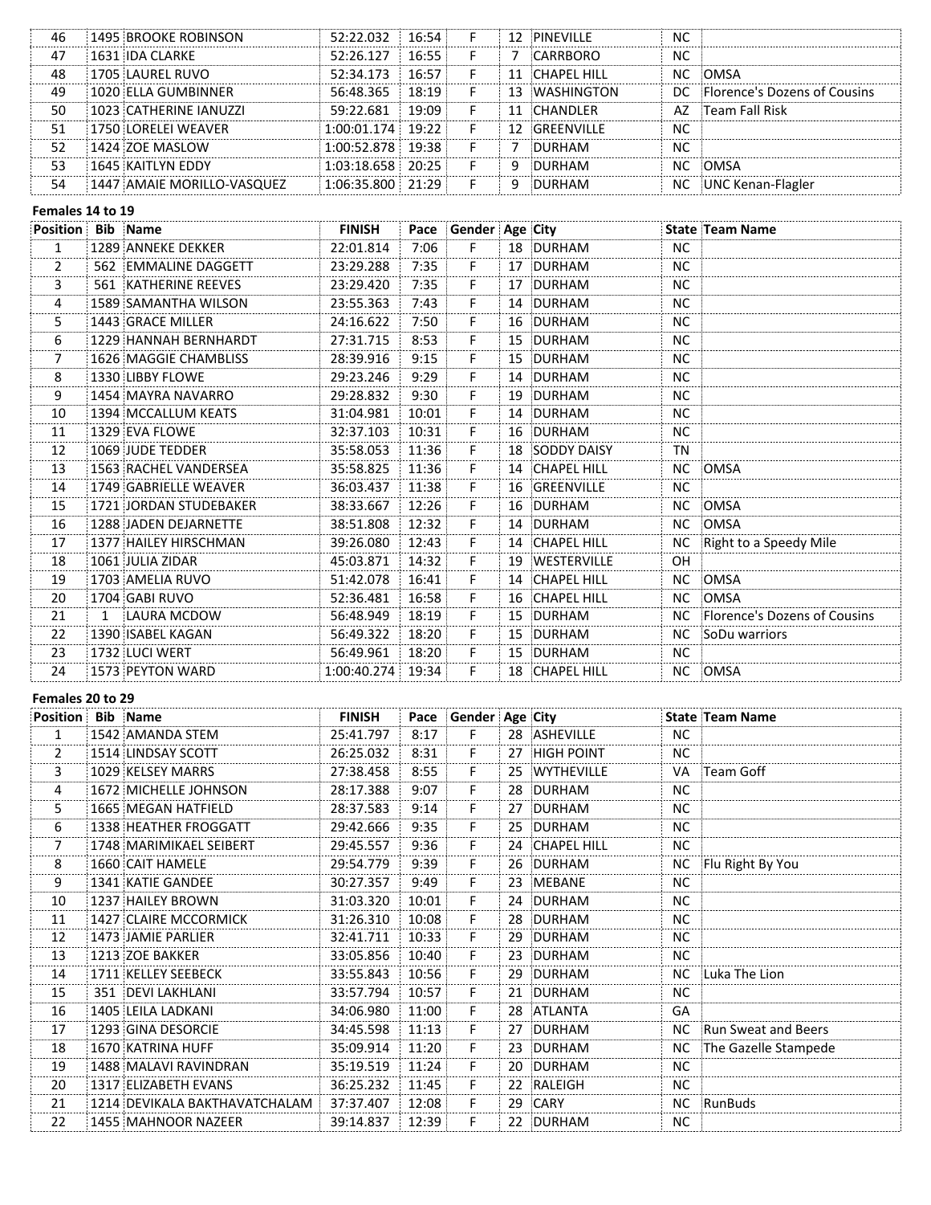| Position | Bib | Name | FINISH | Pace | Gender | Age | City | State | Team Name |
|---|---|---|---|---|---|---|---|---|---|
| 46 | 1495 | BROOKE ROBINSON | 52:22.032 | 16:54 | F | 12 | PINEVILLE | NC | |
| 47 | 1631 | IDA CLARKE | 52:26.127 | 16:55 | F | 7 | CARRBORO | NC | |
| 48 | 1705 | LAUREL RUVO | 52:34.173 | 16:57 | F | 11 | CHAPEL HILL | NC | OMSA |
| 49 | 1020 | ELLA GUMBINNER | 56:48.365 | 18:19 | F | 13 | WASHINGTON | DC | Florence's Dozens of Cousins |
| 50 | 1023 | CATHERINE IANUZZI | 59:22.681 | 19:09 | F | 11 | CHANDLER | AZ | Team Fall Risk |
| 51 | 1750 | LORELEI WEAVER | 1:00:01.174 | 19:22 | F | 12 | GREENVILLE | NC | |
| 52 | 1424 | ZOE MASLOW | 1:00:52.878 | 19:38 | F | 7 | DURHAM | NC | |
| 53 | 1645 | KAITLYN EDDY | 1:03:18.658 | 20:25 | F | 9 | DURHAM | NC | OMSA |
| 54 | 1447 | AMAIE MORILLO-VASQUEZ | 1:06:35.800 | 21:29 | F | 9 | DURHAM | NC | UNC Kenan-Flagler |

**Females 14 to 19**

| Position | Bib | Name | FINISH | Pace | Gender | Age | City | State | Team Name |
|---|---|---|---|---|---|---|---|---|---|
| 1 | 1289 | ANNEKE DEKKER | 22:01.814 | 7:06 | F | 18 | DURHAM | NC | |
| 2 | 562 | EMMALINE DAGGETT | 23:29.288 | 7:35 | F | 17 | DURHAM | NC | |
| 3 | 561 | KATHERINE REEVES | 23:29.420 | 7:35 | F | 17 | DURHAM | NC | |
| 4 | 1589 | SAMANTHA WILSON | 23:55.363 | 7:43 | F | 14 | DURHAM | NC | |
| 5 | 1443 | GRACE MILLER | 24:16.622 | 7:50 | F | 16 | DURHAM | NC | |
| 6 | 1229 | HANNAH BERNHARDT | 27:31.715 | 8:53 | F | 15 | DURHAM | NC | |
| 7 | 1626 | MAGGIE CHAMBLISS | 28:39.916 | 9:15 | F | 15 | DURHAM | NC | |
| 8 | 1330 | LIBBY FLOWE | 29:23.246 | 9:29 | F | 14 | DURHAM | NC | |
| 9 | 1454 | MAYRA NAVARRO | 29:28.832 | 9:30 | F | 19 | DURHAM | NC | |
| 10 | 1394 | MCCALLUM KEATS | 31:04.981 | 10:01 | F | 14 | DURHAM | NC | |
| 11 | 1329 | EVA FLOWE | 32:37.103 | 10:31 | F | 16 | DURHAM | NC | |
| 12 | 1069 | JUDE TEDDER | 35:58.053 | 11:36 | F | 18 | SODDY DAISY | TN | |
| 13 | 1563 | RACHEL VANDERSEA | 35:58.825 | 11:36 | F | 14 | CHAPEL HILL | NC | OMSA |
| 14 | 1749 | GABRIELLE WEAVER | 36:03.437 | 11:38 | F | 16 | GREENVILLE | NC | |
| 15 | 1721 | JORDAN STUDEBAKER | 38:33.667 | 12:26 | F | 16 | DURHAM | NC | OMSA |
| 16 | 1288 | JADEN DEJARNETTE | 38:51.808 | 12:32 | F | 14 | DURHAM | NC | OMSA |
| 17 | 1377 | HAILEY HIRSCHMAN | 39:26.080 | 12:43 | F | 14 | CHAPEL HILL | NC | Right to a Speedy Mile |
| 18 | 1061 | JULIA ZIDAR | 45:03.871 | 14:32 | F | 19 | WESTERVILLE | OH | |
| 19 | 1703 | AMELIA RUVO | 51:42.078 | 16:41 | F | 14 | CHAPEL HILL | NC | OMSA |
| 20 | 1704 | GABI RUVO | 52:36.481 | 16:58 | F | 16 | CHAPEL HILL | NC | OMSA |
| 21 | 1 | LAURA MCDOW | 56:48.949 | 18:19 | F | 15 | DURHAM | NC | Florence's Dozens of Cousins |
| 22 | 1390 | ISABEL KAGAN | 56:49.322 | 18:20 | F | 15 | DURHAM | NC | SoDu warriors |
| 23 | 1732 | LUCI WERT | 56:49.961 | 18:20 | F | 15 | DURHAM | NC | |
| 24 | 1573 | PEYTON WARD | 1:00:40.274 | 19:34 | F | 18 | CHAPEL HILL | NC | OMSA |

**Females 20 to 29**

| Position | Bib | Name | FINISH | Pace | Gender | Age | City | State | Team Name |
|---|---|---|---|---|---|---|---|---|---|
| 1 | 1542 | AMANDA STEM | 25:41.797 | 8:17 | F | 28 | ASHEVILLE | NC | |
| 2 | 1514 | LINDSAY SCOTT | 26:25.032 | 8:31 | F | 27 | HIGH POINT | NC | |
| 3 | 1029 | KELSEY MARRS | 27:38.458 | 8:55 | F | 25 | WYTHEVILLE | VA | Team Goff |
| 4 | 1672 | MICHELLE JOHNSON | 28:17.388 | 9:07 | F | 28 | DURHAM | NC | |
| 5 | 1665 | MEGAN HATFIELD | 28:37.583 | 9:14 | F | 27 | DURHAM | NC | |
| 6 | 1338 | HEATHER FROGGATT | 29:42.666 | 9:35 | F | 25 | DURHAM | NC | |
| 7 | 1748 | MARIMIKAEL SEIBERT | 29:45.557 | 9:36 | F | 24 | CHAPEL HILL | NC | |
| 8 | 1660 | CAIT HAMELE | 29:54.779 | 9:39 | F | 26 | DURHAM | NC | Flu Right By You |
| 9 | 1341 | KATIE GANDEE | 30:27.357 | 9:49 | F | 23 | MEBANE | NC | |
| 10 | 1237 | HAILEY BROWN | 31:03.320 | 10:01 | F | 24 | DURHAM | NC | |
| 11 | 1427 | CLAIRE MCCORMICK | 31:26.310 | 10:08 | F | 28 | DURHAM | NC | |
| 12 | 1473 | JAMIE PARLIER | 32:41.711 | 10:33 | F | 29 | DURHAM | NC | |
| 13 | 1213 | ZOE BAKKER | 33:05.856 | 10:40 | F | 23 | DURHAM | NC | |
| 14 | 1711 | KELLEY SEEBECK | 33:55.843 | 10:56 | F | 29 | DURHAM | NC | Luka The Lion |
| 15 | 351 | DEVI LAKHLANI | 33:57.794 | 10:57 | F | 21 | DURHAM | NC | |
| 16 | 1405 | LEILA LADKANI | 34:06.980 | 11:00 | F | 28 | ATLANTA | GA | |
| 17 | 1293 | GINA DESORCIE | 34:45.598 | 11:13 | F | 27 | DURHAM | NC | Run Sweat and Beers |
| 18 | 1670 | KATRINA HUFF | 35:09.914 | 11:20 | F | 23 | DURHAM | NC | The Gazelle Stampede |
| 19 | 1488 | MALAVI RAVINDRAN | 35:19.519 | 11:24 | F | 20 | DURHAM | NC | |
| 20 | 1317 | ELIZABETH EVANS | 36:25.232 | 11:45 | F | 22 | RALEIGH | NC | |
| 21 | 1214 | DEVIKALA BAKTHAVATCHALAM | 37:37.407 | 12:08 | F | 29 | CARY | NC | RunBuds |
| 22 | 1455 | MAHNOOR NAZEER | 39:14.837 | 12:39 | F | 22 | DURHAM | NC | |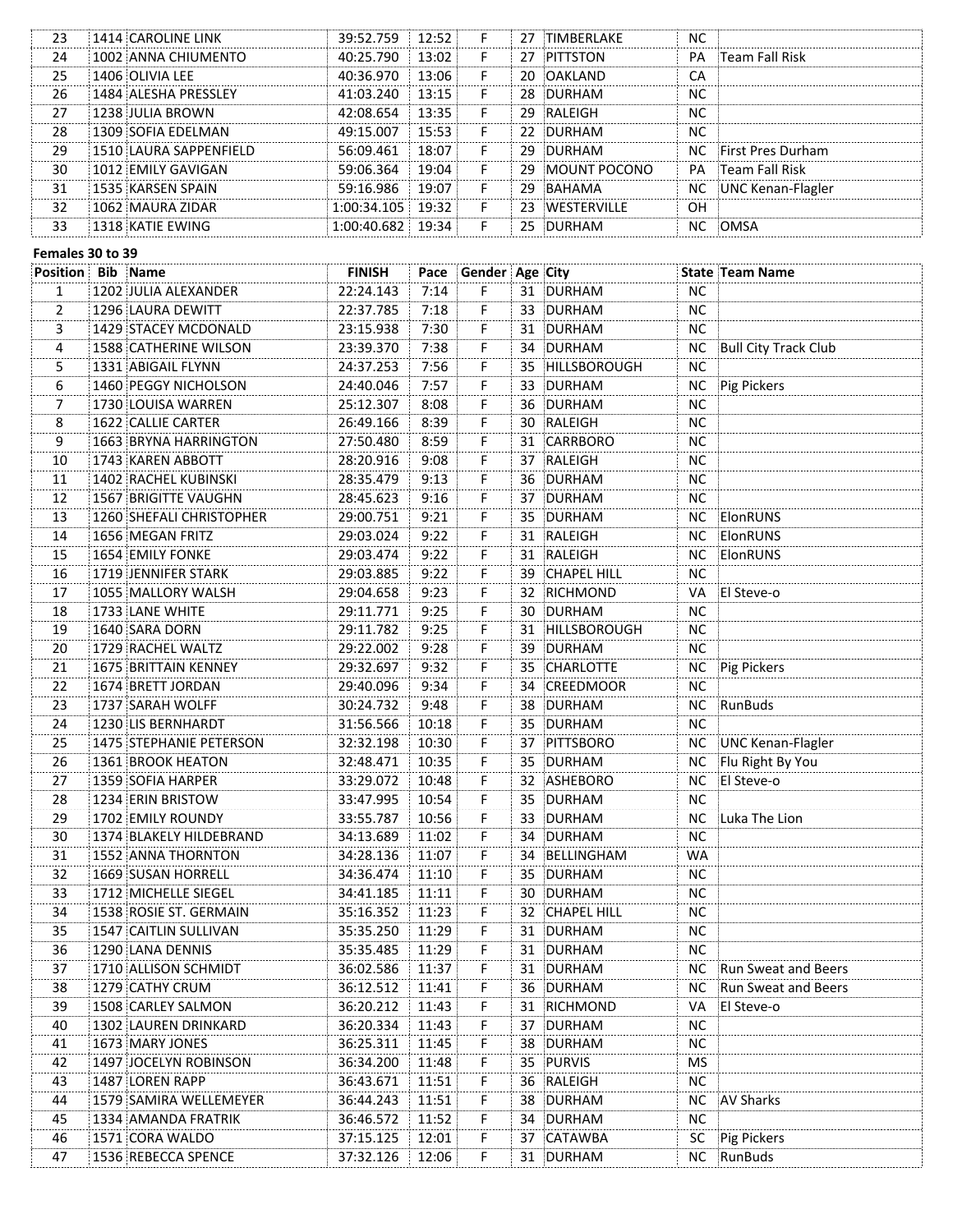| | | | | | | | | | |
|---|---|---|---|---|---|---|---|---|---|
| 23 | 1414 | CAROLINE LINK | 39:52.759 | 12:52 | F | 27 | TIMBERLAKE | NC | |
| 24 | 1002 | ANNA CHIUMENTO | 40:25.790 | 13:02 | F | 27 | PITTSTON | PA | Team Fall Risk |
| 25 | 1406 | OLIVIA LEE | 40:36.970 | 13:06 | F | 20 | OAKLAND | CA | |
| 26 | 1484 | ALESHA PRESSLEY | 41:03.240 | 13:15 | F | 28 | DURHAM | NC | |
| 27 | 1238 | JULIA BROWN | 42:08.654 | 13:35 | F | 29 | RALEIGH | NC | |
| 28 | 1309 | SOFIA EDELMAN | 49:15.007 | 15:53 | F | 22 | DURHAM | NC | |
| 29 | 1510 | LAURA SAPPENFIELD | 56:09.461 | 18:07 | F | 29 | DURHAM | NC | First Pres Durham |
| 30 | 1012 | EMILY GAVIGAN | 59:06.364 | 19:04 | F | 29 | MOUNT POCONO | PA | Team Fall Risk |
| 31 | 1535 | KARSEN SPAIN | 59:16.986 | 19:07 | F | 29 | BAHAMA | NC | UNC Kenan-Flagler |
| 32 | 1062 | MAURA ZIDAR | 1:00:34.105 | 19:32 | F | 23 | WESTERVILLE | OH | |
| 33 | 1318 | KATIE EWING | 1:00:40.682 | 19:34 | F | 25 | DURHAM | NC | OMSA |

**Females 30 to 39**

| Position | Bib | Name | FINISH | Pace | Gender | Age | City | State | Team Name |
|---|---|---|---|---|---|---|---|---|---|
| 1 | 1202 | JULIA ALEXANDER | 22:24.143 | 7:14 | F | 31 | DURHAM | NC | |
| 2 | 1296 | LAURA DEWITT | 22:37.785 | 7:18 | F | 33 | DURHAM | NC | |
| 3 | 1429 | STACEY MCDONALD | 23:15.938 | 7:30 | F | 31 | DURHAM | NC | |
| 4 | 1588 | CATHERINE WILSON | 23:39.370 | 7:38 | F | 34 | DURHAM | NC | Bull City Track Club |
| 5 | 1331 | ABIGAIL FLYNN | 24:37.253 | 7:56 | F | 35 | HILLSBOROUGH | NC | |
| 6 | 1460 | PEGGY NICHOLSON | 24:40.046 | 7:57 | F | 33 | DURHAM | NC | Pig Pickers |
| 7 | 1730 | LOUISA WARREN | 25:12.307 | 8:08 | F | 36 | DURHAM | NC | |
| 8 | 1622 | CALLIE CARTER | 26:49.166 | 8:39 | F | 30 | RALEIGH | NC | |
| 9 | 1663 | BRYNA HARRINGTON | 27:50.480 | 8:59 | F | 31 | CARRBORO | NC | |
| 10 | 1743 | KAREN ABBOTT | 28:20.916 | 9:08 | F | 37 | RALEIGH | NC | |
| 11 | 1402 | RACHEL KUBINSKI | 28:35.479 | 9:13 | F | 36 | DURHAM | NC | |
| 12 | 1567 | BRIGITTE VAUGHN | 28:45.623 | 9:16 | F | 37 | DURHAM | NC | |
| 13 | 1260 | SHEFALI CHRISTOPHER | 29:00.751 | 9:21 | F | 35 | DURHAM | NC | ElonRUNS |
| 14 | 1656 | MEGAN FRITZ | 29:03.024 | 9:22 | F | 31 | RALEIGH | NC | ElonRUNS |
| 15 | 1654 | EMILY FONKE | 29:03.474 | 9:22 | F | 31 | RALEIGH | NC | ElonRUNS |
| 16 | 1719 | JENNIFER STARK | 29:03.885 | 9:22 | F | 39 | CHAPEL HILL | NC | |
| 17 | 1055 | MALLORY WALSH | 29:04.658 | 9:23 | F | 32 | RICHMOND | VA | El Steve-o |
| 18 | 1733 | LANE WHITE | 29:11.771 | 9:25 | F | 30 | DURHAM | NC | |
| 19 | 1640 | SARA DORN | 29:11.782 | 9:25 | F | 31 | HILLSBOROUGH | NC | |
| 20 | 1729 | RACHEL WALTZ | 29:22.002 | 9:28 | F | 39 | DURHAM | NC | |
| 21 | 1675 | BRITTAIN KENNEY | 29:32.697 | 9:32 | F | 35 | CHARLOTTE | NC | Pig Pickers |
| 22 | 1674 | BRETT JORDAN | 29:40.096 | 9:34 | F | 34 | CREEDMOOR | NC | |
| 23 | 1737 | SARAH WOLFF | 30:24.732 | 9:48 | F | 38 | DURHAM | NC | RunBuds |
| 24 | 1230 | LIS BERNHARDT | 31:56.566 | 10:18 | F | 35 | DURHAM | NC | |
| 25 | 1475 | STEPHANIE PETERSON | 32:32.198 | 10:30 | F | 37 | PITTSBORO | NC | UNC Kenan-Flagler |
| 26 | 1361 | BROOK HEATON | 32:48.471 | 10:35 | F | 35 | DURHAM | NC | Flu Right By You |
| 27 | 1359 | SOFIA HARPER | 33:29.072 | 10:48 | F | 32 | ASHEBORO | NC | El Steve-o |
| 28 | 1234 | ERIN BRISTOW | 33:47.995 | 10:54 | F | 35 | DURHAM | NC | |
| 29 | 1702 | EMILY ROUNDY | 33:55.787 | 10:56 | F | 33 | DURHAM | NC | Luka The Lion |
| 30 | 1374 | BLAKELY HILDEBRAND | 34:13.689 | 11:02 | F | 34 | DURHAM | NC | |
| 31 | 1552 | ANNA THORNTON | 34:28.136 | 11:07 | F | 34 | BELLINGHAM | WA | |
| 32 | 1669 | SUSAN HORRELL | 34:36.474 | 11:10 | F | 35 | DURHAM | NC | |
| 33 | 1712 | MICHELLE SIEGEL | 34:41.185 | 11:11 | F | 30 | DURHAM | NC | |
| 34 | 1538 | ROSIE ST. GERMAIN | 35:16.352 | 11:23 | F | 32 | CHAPEL HILL | NC | |
| 35 | 1547 | CAITLIN SULLIVAN | 35:35.250 | 11:29 | F | 31 | DURHAM | NC | |
| 36 | 1290 | LANA DENNIS | 35:35.485 | 11:29 | F | 31 | DURHAM | NC | |
| 37 | 1710 | ALLISON SCHMIDT | 36:02.586 | 11:37 | F | 31 | DURHAM | NC | Run Sweat and Beers |
| 38 | 1279 | CATHY CRUM | 36:12.512 | 11:41 | F | 36 | DURHAM | NC | Run Sweat and Beers |
| 39 | 1508 | CARLEY SALMON | 36:20.212 | 11:43 | F | 31 | RICHMOND | VA | El Steve-o |
| 40 | 1302 | LAUREN DRINKARD | 36:20.334 | 11:43 | F | 37 | DURHAM | NC | |
| 41 | 1673 | MARY JONES | 36:25.311 | 11:45 | F | 38 | DURHAM | NC | |
| 42 | 1497 | JOCELYN ROBINSON | 36:34.200 | 11:48 | F | 35 | PURVIS | MS | |
| 43 | 1487 | LOREN RAPP | 36:43.671 | 11:51 | F | 36 | RALEIGH | NC | |
| 44 | 1579 | SAMIRA WELLEMEYER | 36:44.243 | 11:51 | F | 38 | DURHAM | NC | AV Sharks |
| 45 | 1334 | AMANDA FRATRIK | 36:46.572 | 11:52 | F | 34 | DURHAM | NC | |
| 46 | 1571 | CORA WALDO | 37:15.125 | 12:01 | F | 37 | CATAWBA | SC | Pig Pickers |
| 47 | 1536 | REBECCA SPENCE | 37:32.126 | 12:06 | F | 31 | DURHAM | NC | RunBuds |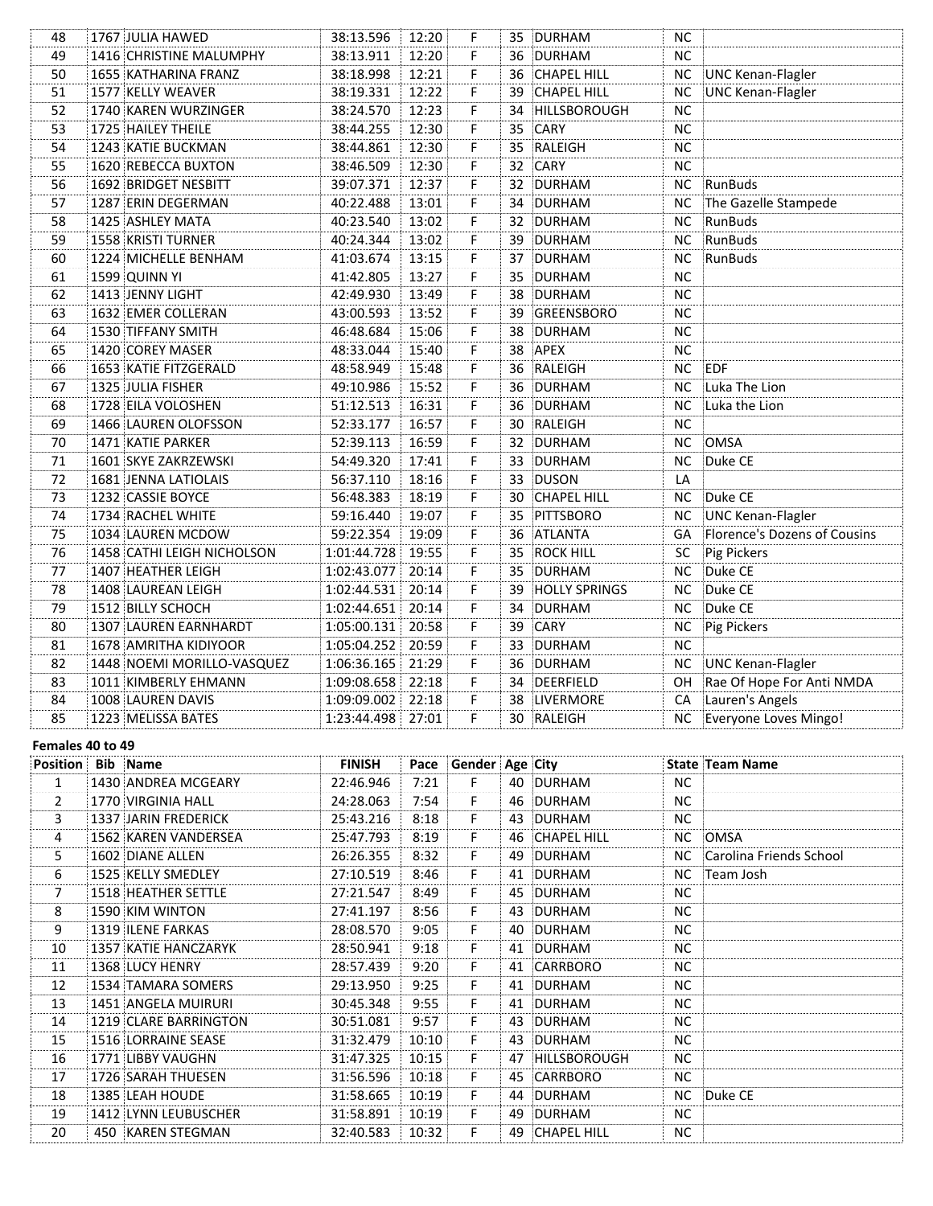| | | | | | | | | | |
|---|---|---|---|---|---|---|---|---|---|
| 48 | 1767 | JULIA HAWED | 38:13.596 | 12:20 | F | 35 | DURHAM | NC | |
| 49 | 1416 | CHRISTINE MALUMPHY | 38:13.911 | 12:20 | F | 36 | DURHAM | NC | |
| 50 | 1655 | KATHARINA FRANZ | 38:18.998 | 12:21 | F | 36 | CHAPEL HILL | NC | UNC Kenan-Flagler |
| 51 | 1577 | KELLY WEAVER | 38:19.331 | 12:22 | F | 39 | CHAPEL HILL | NC | UNC Kenan-Flagler |
| 52 | 1740 | KAREN WURZINGER | 38:24.570 | 12:23 | F | 34 | HILLSBOROUGH | NC | |
| 53 | 1725 | HAILEY THEILE | 38:44.255 | 12:30 | F | 35 | CARY | NC | |
| 54 | 1243 | KATIE BUCKMAN | 38:44.861 | 12:30 | F | 35 | RALEIGH | NC | |
| 55 | 1620 | REBECCA BUXTON | 38:46.509 | 12:30 | F | 32 | CARY | NC | |
| 56 | 1692 | BRIDGET NESBITT | 39:07.371 | 12:37 | F | 32 | DURHAM | NC | RunBuds |
| 57 | 1287 | ERIN DEGERMAN | 40:22.488 | 13:01 | F | 34 | DURHAM | NC | The Gazelle Stampede |
| 58 | 1425 | ASHLEY MATA | 40:23.540 | 13:02 | F | 32 | DURHAM | NC | RunBuds |
| 59 | 1558 | KRISTI TURNER | 40:24.344 | 13:02 | F | 39 | DURHAM | NC | RunBuds |
| 60 | 1224 | MICHELLE BENHAM | 41:03.674 | 13:15 | F | 37 | DURHAM | NC | RunBuds |
| 61 | 1599 | QUINN YI | 41:42.805 | 13:27 | F | 35 | DURHAM | NC | |
| 62 | 1413 | JENNY LIGHT | 42:49.930 | 13:49 | F | 38 | DURHAM | NC | |
| 63 | 1632 | EMER COLLERAN | 43:00.593 | 13:52 | F | 39 | GREENSBORO | NC | |
| 64 | 1530 | TIFFANY SMITH | 46:48.684 | 15:06 | F | 38 | DURHAM | NC | |
| 65 | 1420 | COREY MASER | 48:33.044 | 15:40 | F | 38 | APEX | NC | |
| 66 | 1653 | KATIE FITZGERALD | 48:58.949 | 15:48 | F | 36 | RALEIGH | NC | EDF |
| 67 | 1325 | JULIA FISHER | 49:10.986 | 15:52 | F | 36 | DURHAM | NC | Luka The Lion |
| 68 | 1728 | EILA VOLOSHEN | 51:12.513 | 16:31 | F | 36 | DURHAM | NC | Luka the Lion |
| 69 | 1466 | LAUREN OLOFSSON | 52:33.177 | 16:57 | F | 30 | RALEIGH | NC | |
| 70 | 1471 | KATIE PARKER | 52:39.113 | 16:59 | F | 32 | DURHAM | NC | OMSA |
| 71 | 1601 | SKYE ZAKRZEWSKI | 54:49.320 | 17:41 | F | 33 | DURHAM | NC | Duke CE |
| 72 | 1681 | JENNA LATIOLAIS | 56:37.110 | 18:16 | F | 33 | DUSON | LA | |
| 73 | 1232 | CASSIE BOYCE | 56:48.383 | 18:19 | F | 30 | CHAPEL HILL | NC | Duke CE |
| 74 | 1734 | RACHEL WHITE | 59:16.440 | 19:07 | F | 35 | PITTSBORO | NC | UNC Kenan-Flagler |
| 75 | 1034 | LAUREN MCDOW | 59:22.354 | 19:09 | F | 36 | ATLANTA | GA | Florence's Dozens of Cousins |
| 76 | 1458 | CATHI LEIGH NICHOLSON | 1:01:44.728 | 19:55 | F | 35 | ROCK HILL | SC | Pig Pickers |
| 77 | 1407 | HEATHER LEIGH | 1:02:43.077 | 20:14 | F | 35 | DURHAM | NC | Duke CE |
| 78 | 1408 | LAUREAN LEIGH | 1:02:44.531 | 20:14 | F | 39 | HOLLY SPRINGS | NC | Duke CE |
| 79 | 1512 | BILLY SCHOCH | 1:02:44.651 | 20:14 | F | 34 | DURHAM | NC | Duke CE |
| 80 | 1307 | LAUREN EARNHARDT | 1:05:00.131 | 20:58 | F | 39 | CARY | NC | Pig Pickers |
| 81 | 1678 | AMRITHA KIDIYOOR | 1:05:04.252 | 20:59 | F | 33 | DURHAM | NC | |
| 82 | 1448 | NOEMI MORILLO-VASQUEZ | 1:06:36.165 | 21:29 | F | 36 | DURHAM | NC | UNC Kenan-Flagler |
| 83 | 1011 | KIMBERLY EHMANN | 1:09:08.658 | 22:18 | F | 34 | DEERFIELD | OH | Rae Of Hope For Anti NMDA |
| 84 | 1008 | LAUREN DAVIS | 1:09:09.002 | 22:18 | F | 38 | LIVERMORE | CA | Lauren's Angels |
| 85 | 1223 | MELISSA BATES | 1:23:44.498 | 27:01 | F | 30 | RALEIGH | NC | Everyone Loves Mingo! |

**Females 40 to 49**

| Position | Bib | Name | FINISH | Pace | Gender | Age | City | State | Team Name |
|---|---|---|---|---|---|---|---|---|---|
| 1 | 1430 | ANDREA MCGEARY | 22:46.946 | 7:21 | F | 40 | DURHAM | NC | |
| 2 | 1770 | VIRGINIA HALL | 24:28.063 | 7:54 | F | 46 | DURHAM | NC | |
| 3 | 1337 | JARIN FREDERICK | 25:43.216 | 8:18 | F | 43 | DURHAM | NC | |
| 4 | 1562 | KAREN VANDERSEA | 25:47.793 | 8:19 | F | 46 | CHAPEL HILL | NC | OMSA |
| 5 | 1602 | DIANE ALLEN | 26:26.355 | 8:32 | F | 49 | DURHAM | NC | Carolina Friends School |
| 6 | 1525 | KELLY SMEDLEY | 27:10.519 | 8:46 | F | 41 | DURHAM | NC | Team Josh |
| 7 | 1518 | HEATHER SETTLE | 27:21.547 | 8:49 | F | 45 | DURHAM | NC | |
| 8 | 1590 | KIM WINTON | 27:41.197 | 8:56 | F | 43 | DURHAM | NC | |
| 9 | 1319 | ILENE FARKAS | 28:08.570 | 9:05 | F | 40 | DURHAM | NC | |
| 10 | 1357 | KATIE HANCZARYK | 28:50.941 | 9:18 | F | 41 | DURHAM | NC | |
| 11 | 1368 | LUCY HENRY | 28:57.439 | 9:20 | F | 41 | CARRBORO | NC | |
| 12 | 1534 | TAMARA SOMERS | 29:13.950 | 9:25 | F | 41 | DURHAM | NC | |
| 13 | 1451 | ANGELA MUIRURI | 30:45.348 | 9:55 | F | 41 | DURHAM | NC | |
| 14 | 1219 | CLARE BARRINGTON | 30:51.081 | 9:57 | F | 43 | DURHAM | NC | |
| 15 | 1516 | LORRAINE SEASE | 31:32.479 | 10:10 | F | 43 | DURHAM | NC | |
| 16 | 1771 | LIBBY VAUGHN | 31:47.325 | 10:15 | F | 47 | HILLSBOROUGH | NC | |
| 17 | 1726 | SARAH THUESEN | 31:56.596 | 10:18 | F | 45 | CARRBORO | NC | |
| 18 | 1385 | LEAH HOUDE | 31:58.665 | 10:19 | F | 44 | DURHAM | NC | Duke CE |
| 19 | 1412 | LYNN LEUBUSCHER | 31:58.891 | 10:19 | F | 49 | DURHAM | NC | |
| 20 | 450 | KAREN STEGMAN | 32:40.583 | 10:32 | F | 49 | CHAPEL HILL | NC | |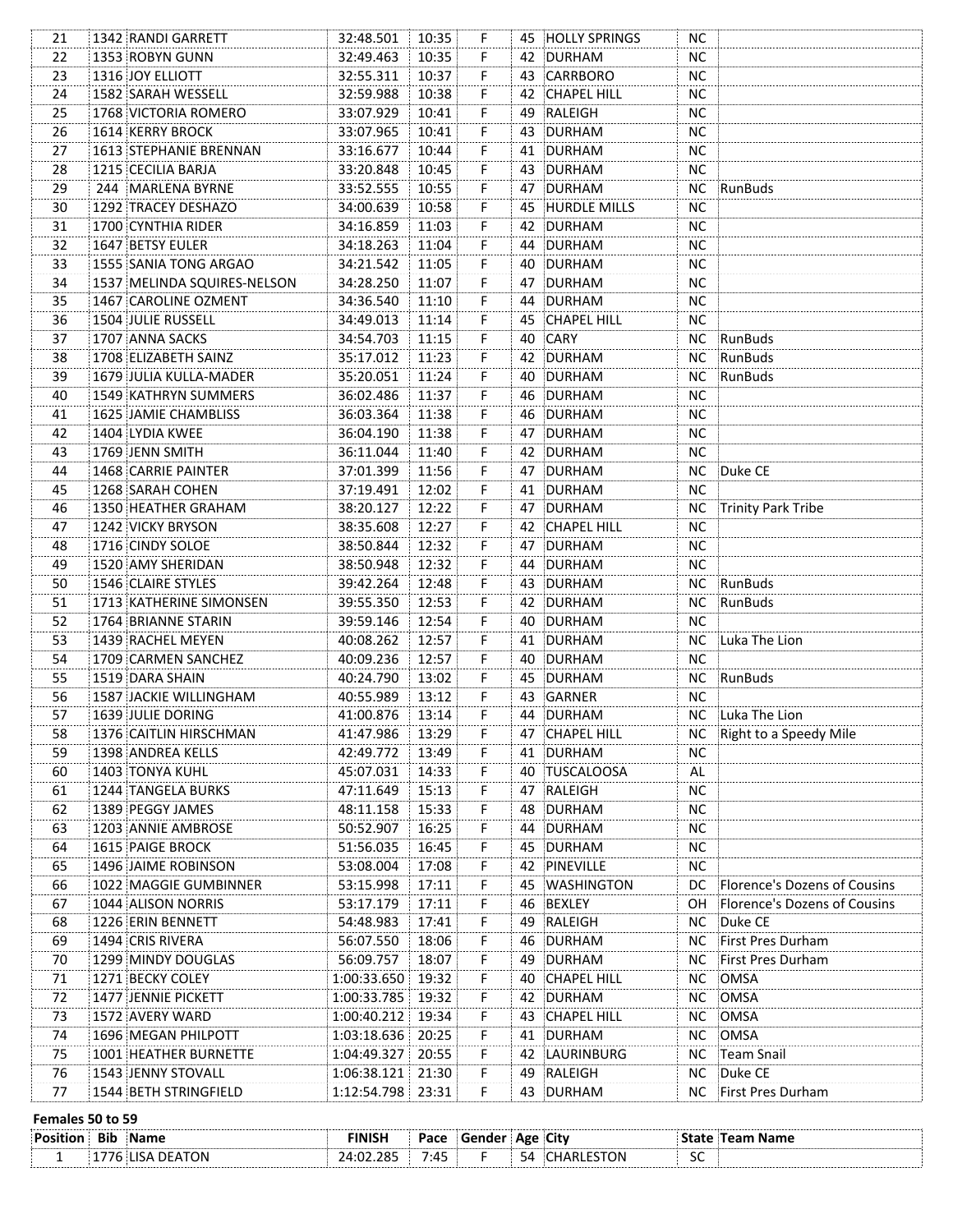| | | | | | | | | | |
|---|---|---|---|---|---|---|---|---|---|
| 21 | 1342 | RANDI GARRETT | 32:48.501 | 10:35 | F | 45 | HOLLY SPRINGS | NC | |
| 22 | 1353 | ROBYN GUNN | 32:49.463 | 10:35 | F | 42 | DURHAM | NC | |
| 23 | 1316 | JOY ELLIOTT | 32:55.311 | 10:37 | F | 43 | CARRBORO | NC | |
| 24 | 1582 | SARAH WESSELL | 32:59.988 | 10:38 | F | 42 | CHAPEL HILL | NC | |
| 25 | 1768 | VICTORIA ROMERO | 33:07.929 | 10:41 | F | 49 | RALEIGH | NC | |
| 26 | 1614 | KERRY BROCK | 33:07.965 | 10:41 | F | 43 | DURHAM | NC | |
| 27 | 1613 | STEPHANIE BRENNAN | 33:16.677 | 10:44 | F | 41 | DURHAM | NC | |
| 28 | 1215 | CECILIA BARJA | 33:20.848 | 10:45 | F | 43 | DURHAM | NC | |
| 29 | 244 | MARLENA BYRNE | 33:52.555 | 10:55 | F | 47 | DURHAM | NC | RunBuds |
| 30 | 1292 | TRACEY DESHAZO | 34:00.639 | 10:58 | F | 45 | HURDLE MILLS | NC | |
| 31 | 1700 | CYNTHIA RIDER | 34:16.859 | 11:03 | F | 42 | DURHAM | NC | |
| 32 | 1647 | BETSY EULER | 34:18.263 | 11:04 | F | 44 | DURHAM | NC | |
| 33 | 1555 | SANIA TONG ARGAO | 34:21.542 | 11:05 | F | 40 | DURHAM | NC | |
| 34 | 1537 | MELINDA SQUIRES-NELSON | 34:28.250 | 11:07 | F | 47 | DURHAM | NC | |
| 35 | 1467 | CAROLINE OZMENT | 34:36.540 | 11:10 | F | 44 | DURHAM | NC | |
| 36 | 1504 | JULIE RUSSELL | 34:49.013 | 11:14 | F | 45 | CHAPEL HILL | NC | |
| 37 | 1707 | ANNA SACKS | 34:54.703 | 11:15 | F | 40 | CARY | NC | RunBuds |
| 38 | 1708 | ELIZABETH SAINZ | 35:17.012 | 11:23 | F | 42 | DURHAM | NC | RunBuds |
| 39 | 1679 | JULIA KULLA-MADER | 35:20.051 | 11:24 | F | 40 | DURHAM | NC | RunBuds |
| 40 | 1549 | KATHRYN SUMMERS | 36:02.486 | 11:37 | F | 46 | DURHAM | NC | |
| 41 | 1625 | JAMIE CHAMBLISS | 36:03.364 | 11:38 | F | 46 | DURHAM | NC | |
| 42 | 1404 | LYDIA KWEE | 36:04.190 | 11:38 | F | 47 | DURHAM | NC | |
| 43 | 1769 | JENN SMITH | 36:11.044 | 11:40 | F | 42 | DURHAM | NC | |
| 44 | 1468 | CARRIE PAINTER | 37:01.399 | 11:56 | F | 47 | DURHAM | NC | Duke CE |
| 45 | 1268 | SARAH COHEN | 37:19.491 | 12:02 | F | 41 | DURHAM | NC | |
| 46 | 1350 | HEATHER GRAHAM | 38:20.127 | 12:22 | F | 47 | DURHAM | NC | Trinity Park Tribe |
| 47 | 1242 | VICKY BRYSON | 38:35.608 | 12:27 | F | 42 | CHAPEL HILL | NC | |
| 48 | 1716 | CINDY SOLOE | 38:50.844 | 12:32 | F | 47 | DURHAM | NC | |
| 49 | 1520 | AMY SHERIDAN | 38:50.948 | 12:32 | F | 44 | DURHAM | NC | |
| 50 | 1546 | CLAIRE STYLES | 39:42.264 | 12:48 | F | 43 | DURHAM | NC | RunBuds |
| 51 | 1713 | KATHERINE SIMONSEN | 39:55.350 | 12:53 | F | 42 | DURHAM | NC | RunBuds |
| 52 | 1764 | BRIANNE STARIN | 39:59.146 | 12:54 | F | 40 | DURHAM | NC | |
| 53 | 1439 | RACHEL MEYEN | 40:08.262 | 12:57 | F | 41 | DURHAM | NC | Luka The Lion |
| 54 | 1709 | CARMEN SANCHEZ | 40:09.236 | 12:57 | F | 40 | DURHAM | NC | |
| 55 | 1519 | DARA SHAIN | 40:24.790 | 13:02 | F | 45 | DURHAM | NC | RunBuds |
| 56 | 1587 | JACKIE WILLINGHAM | 40:55.989 | 13:12 | F | 43 | GARNER | NC | |
| 57 | 1639 | JULIE DORING | 41:00.876 | 13:14 | F | 44 | DURHAM | NC | Luka The Lion |
| 58 | 1376 | CAITLIN HIRSCHMAN | 41:47.986 | 13:29 | F | 47 | CHAPEL HILL | NC | Right to a Speedy Mile |
| 59 | 1398 | ANDREA KELLS | 42:49.772 | 13:49 | F | 41 | DURHAM | NC | |
| 60 | 1403 | TONYA KUHL | 45:07.031 | 14:33 | F | 40 | TUSCALOOSA | AL | |
| 61 | 1244 | TANGELA BURKS | 47:11.649 | 15:13 | F | 47 | RALEIGH | NC | |
| 62 | 1389 | PEGGY JAMES | 48:11.158 | 15:33 | F | 48 | DURHAM | NC | |
| 63 | 1203 | ANNIE AMBROSE | 50:52.907 | 16:25 | F | 44 | DURHAM | NC | |
| 64 | 1615 | PAIGE BROCK | 51:56.035 | 16:45 | F | 45 | DURHAM | NC | |
| 65 | 1496 | JAIME ROBINSON | 53:08.004 | 17:08 | F | 42 | PINEVILLE | NC | |
| 66 | 1022 | MAGGIE GUMBINNER | 53:15.998 | 17:11 | F | 45 | WASHINGTON | DC | Florence's Dozens of Cousins |
| 67 | 1044 | ALISON NORRIS | 53:17.179 | 17:11 | F | 46 | BEXLEY | OH | Florence's Dozens of Cousins |
| 68 | 1226 | ERIN BENNETT | 54:48.983 | 17:41 | F | 49 | RALEIGH | NC | Duke CE |
| 69 | 1494 | CRIS RIVERA | 56:07.550 | 18:06 | F | 46 | DURHAM | NC | First Pres Durham |
| 70 | 1299 | MINDY DOUGLAS | 56:09.757 | 18:07 | F | 49 | DURHAM | NC | First Pres Durham |
| 71 | 1271 | BECKY COLEY | 1:00:33.650 | 19:32 | F | 40 | CHAPEL HILL | NC | OMSA |
| 72 | 1477 | JENNIE PICKETT | 1:00:33.785 | 19:32 | F | 42 | DURHAM | NC | OMSA |
| 73 | 1572 | AVERY WARD | 1:00:40.212 | 19:34 | F | 43 | CHAPEL HILL | NC | OMSA |
| 74 | 1696 | MEGAN PHILPOTT | 1:03:18.636 | 20:25 | F | 41 | DURHAM | NC | OMSA |
| 75 | 1001 | HEATHER BURNETTE | 1:04:49.327 | 20:55 | F | 42 | LAURINBURG | NC | Team Snail |
| 76 | 1543 | JENNY STOVALL | 1:06:38.121 | 21:30 | F | 49 | RALEIGH | NC | Duke CE |
| 77 | 1544 | BETH STRINGFIELD | 1:12:54.798 | 23:31 | F | 43 | DURHAM | NC | First Pres Durham |

**Females 50 to 59**

| Position | Bib | Name | FINISH | Pace | Gender | Age | City | State | Team Name |
|---|---|---|---|---|---|---|---|---|---|
| 1 | 1776 | LISA DEATON | 24:02.285 | 7:45 | F | 54 | CHARLESTON | SC | |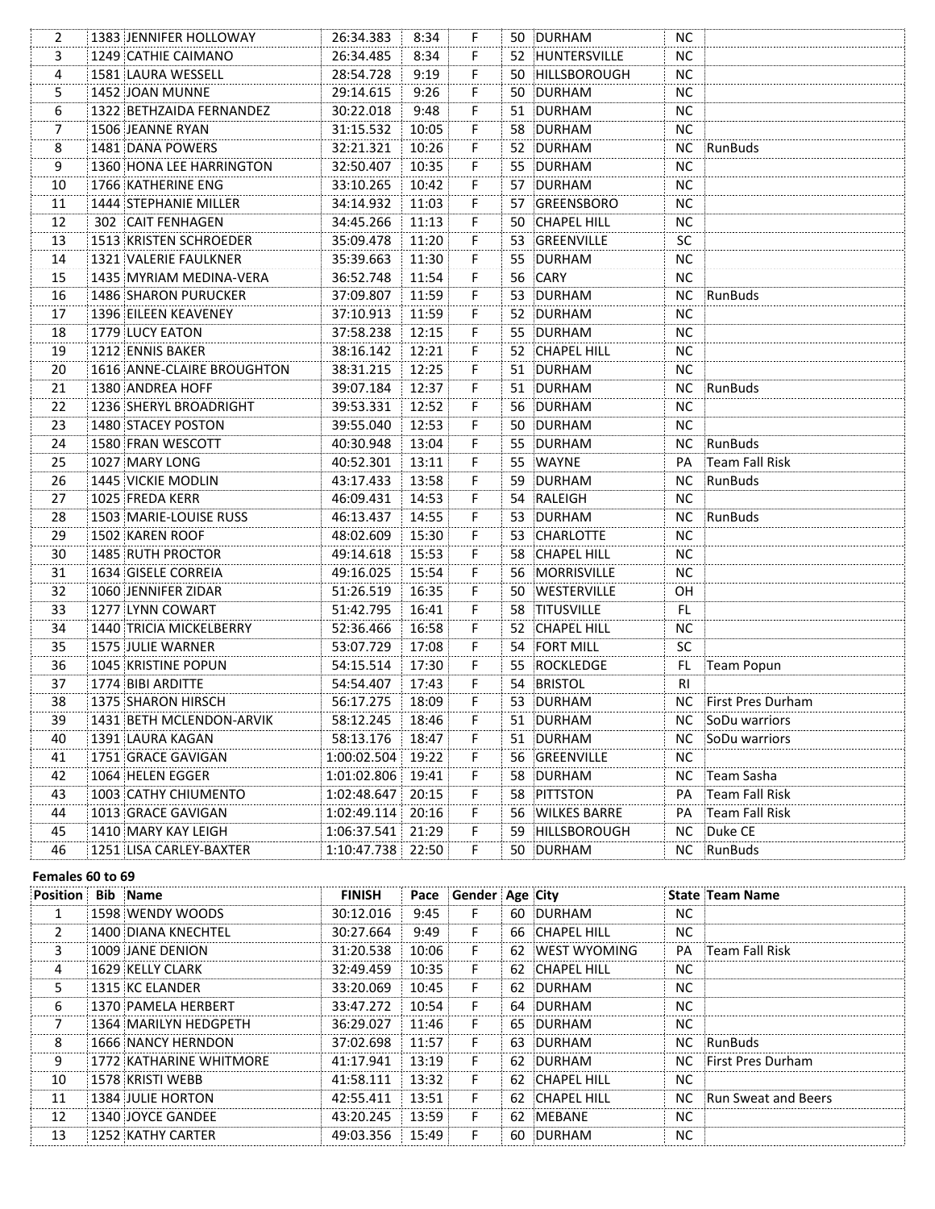| Position | Bib | Name | FINISH | Pace | Gender | Age | City | State | Team Name |
|---|---|---|---|---|---|---|---|---|---|
| 2 | 1383 | JENNIFER HOLLOWAY | 26:34.383 | 8:34 | F | 50 | DURHAM | NC | |
| 3 | 1249 | CATHIE CAIMANO | 26:34.485 | 8:34 | F | 52 | HUNTERSVILLE | NC | |
| 4 | 1581 | LAURA WESSELL | 28:54.728 | 9:19 | F | 50 | HILLSBOROUGH | NC | |
| 5 | 1452 | JOAN MUNNE | 29:14.615 | 9:26 | F | 50 | DURHAM | NC | |
| 6 | 1322 | BETHZAIDA FERNANDEZ | 30:22.018 | 9:48 | F | 51 | DURHAM | NC | |
| 7 | 1506 | JEANNE RYAN | 31:15.532 | 10:05 | F | 58 | DURHAM | NC | |
| 8 | 1481 | DANA POWERS | 32:21.321 | 10:26 | F | 52 | DURHAM | NC | RunBuds |
| 9 | 1360 | HONA LEE HARRINGTON | 32:50.407 | 10:35 | F | 55 | DURHAM | NC | |
| 10 | 1766 | KATHERINE ENG | 33:10.265 | 10:42 | F | 57 | DURHAM | NC | |
| 11 | 1444 | STEPHANIE MILLER | 34:14.932 | 11:03 | F | 57 | GREENSBORO | NC | |
| 12 | 302 | CAIT FENHAGEN | 34:45.266 | 11:13 | F | 50 | CHAPEL HILL | NC | |
| 13 | 1513 | KRISTEN SCHROEDER | 35:09.478 | 11:20 | F | 53 | GREENVILLE | SC | |
| 14 | 1321 | VALERIE FAULKNER | 35:39.663 | 11:30 | F | 55 | DURHAM | NC | |
| 15 | 1435 | MYRIAM MEDINA-VERA | 36:52.748 | 11:54 | F | 56 | CARY | NC | |
| 16 | 1486 | SHARON PURUCKER | 37:09.807 | 11:59 | F | 53 | DURHAM | NC | RunBuds |
| 17 | 1396 | EILEEN KEAVENEY | 37:10.913 | 11:59 | F | 52 | DURHAM | NC | |
| 18 | 1779 | LUCY EATON | 37:58.238 | 12:15 | F | 55 | DURHAM | NC | |
| 19 | 1212 | ENNIS BAKER | 38:16.142 | 12:21 | F | 52 | CHAPEL HILL | NC | |
| 20 | 1616 | ANNE-CLAIRE BROUGHTON | 38:31.215 | 12:25 | F | 51 | DURHAM | NC | |
| 21 | 1380 | ANDREA HOFF | 39:07.184 | 12:37 | F | 51 | DURHAM | NC | RunBuds |
| 22 | 1236 | SHERYL BROADRIGHT | 39:53.331 | 12:52 | F | 56 | DURHAM | NC | |
| 23 | 1480 | STACEY POSTON | 39:55.040 | 12:53 | F | 50 | DURHAM | NC | |
| 24 | 1580 | FRAN WESCOTT | 40:30.948 | 13:04 | F | 55 | DURHAM | NC | RunBuds |
| 25 | 1027 | MARY LONG | 40:52.301 | 13:11 | F | 55 | WAYNE | PA | Team Fall Risk |
| 26 | 1445 | VICKIE MODLIN | 43:17.433 | 13:58 | F | 59 | DURHAM | NC | RunBuds |
| 27 | 1025 | FREDA KERR | 46:09.431 | 14:53 | F | 54 | RALEIGH | NC | |
| 28 | 1503 | MARIE-LOUISE RUSS | 46:13.437 | 14:55 | F | 53 | DURHAM | NC | RunBuds |
| 29 | 1502 | KAREN ROOF | 48:02.609 | 15:30 | F | 53 | CHARLOTTE | NC | |
| 30 | 1485 | RUTH PROCTOR | 49:14.618 | 15:53 | F | 58 | CHAPEL HILL | NC | |
| 31 | 1634 | GISELE CORREIA | 49:16.025 | 15:54 | F | 56 | MORRISVILLE | NC | |
| 32 | 1060 | JENNIFER ZIDAR | 51:26.519 | 16:35 | F | 50 | WESTERVILLE | OH | |
| 33 | 1277 | LYNN COWART | 51:42.795 | 16:41 | F | 58 | TITUSVILLE | FL | |
| 34 | 1440 | TRICIA MICKELBERRY | 52:36.466 | 16:58 | F | 52 | CHAPEL HILL | NC | |
| 35 | 1575 | JULIE WARNER | 53:07.729 | 17:08 | F | 54 | FORT MILL | SC | |
| 36 | 1045 | KRISTINE POPUN | 54:15.514 | 17:30 | F | 55 | ROCKLEDGE | FL | Team Popun |
| 37 | 1774 | BIBI ARDITTE | 54:54.407 | 17:43 | F | 54 | BRISTOL | RI | |
| 38 | 1375 | SHARON HIRSCH | 56:17.275 | 18:09 | F | 53 | DURHAM | NC | First Pres Durham |
| 39 | 1431 | BETH MCLENDON-ARVIK | 58:12.245 | 18:46 | F | 51 | DURHAM | NC | SoDu warriors |
| 40 | 1391 | LAURA KAGAN | 58:13.176 | 18:47 | F | 51 | DURHAM | NC | SoDu warriors |
| 41 | 1751 | GRACE GAVIGAN | 1:00:02.504 | 19:22 | F | 56 | GREENVILLE | NC | |
| 42 | 1064 | HELEN EGGER | 1:01:02.806 | 19:41 | F | 58 | DURHAM | NC | Team Sasha |
| 43 | 1003 | CATHY CHIUMENTO | 1:02:48.647 | 20:15 | F | 58 | PITTSTON | PA | Team Fall Risk |
| 44 | 1013 | GRACE GAVIGAN | 1:02:49.114 | 20:16 | F | 56 | WILKES BARRE | PA | Team Fall Risk |
| 45 | 1410 | MARY KAY LEIGH | 1:06:37.541 | 21:29 | F | 59 | HILLSBOROUGH | NC | Duke CE |
| 46 | 1251 | LISA CARLEY-BAXTER | 1:10:47.738 | 22:50 | F | 50 | DURHAM | NC | RunBuds |

**Females 60 to 69**

| Position | Bib | Name | FINISH | Pace | Gender | Age | City | State | Team Name |
|---|---|---|---|---|---|---|---|---|---|
| 1 | 1598 | WENDY WOODS | 30:12.016 | 9:45 | F | 60 | DURHAM | NC | |
| 2 | 1400 | DIANA KNECHTEL | 30:27.664 | 9:49 | F | 66 | CHAPEL HILL | NC | |
| 3 | 1009 | JANE DENION | 31:20.538 | 10:06 | F | 62 | WEST WYOMING | PA | Team Fall Risk |
| 4 | 1629 | KELLY CLARK | 32:49.459 | 10:35 | F | 62 | CHAPEL HILL | NC | |
| 5 | 1315 | KC ELANDER | 33:20.069 | 10:45 | F | 62 | DURHAM | NC | |
| 6 | 1370 | PAMELA HERBERT | 33:47.272 | 10:54 | F | 64 | DURHAM | NC | |
| 7 | 1364 | MARILYN HEDGPETH | 36:29.027 | 11:46 | F | 65 | DURHAM | NC | |
| 8 | 1666 | NANCY HERNDON | 37:02.698 | 11:57 | F | 63 | DURHAM | NC | RunBuds |
| 9 | 1772 | KATHARINE WHITMORE | 41:17.941 | 13:19 | F | 62 | DURHAM | NC | First Pres Durham |
| 10 | 1578 | KRISTI WEBB | 41:58.111 | 13:32 | F | 62 | CHAPEL HILL | NC | |
| 11 | 1384 | JULIE HORTON | 42:55.411 | 13:51 | F | 62 | CHAPEL HILL | NC | Run Sweat and Beers |
| 12 | 1340 | JOYCE GANDEE | 43:20.245 | 13:59 | F | 62 | MEBANE | NC | |
| 13 | 1252 | KATHY CARTER | 49:03.356 | 15:49 | F | 60 | DURHAM | NC | |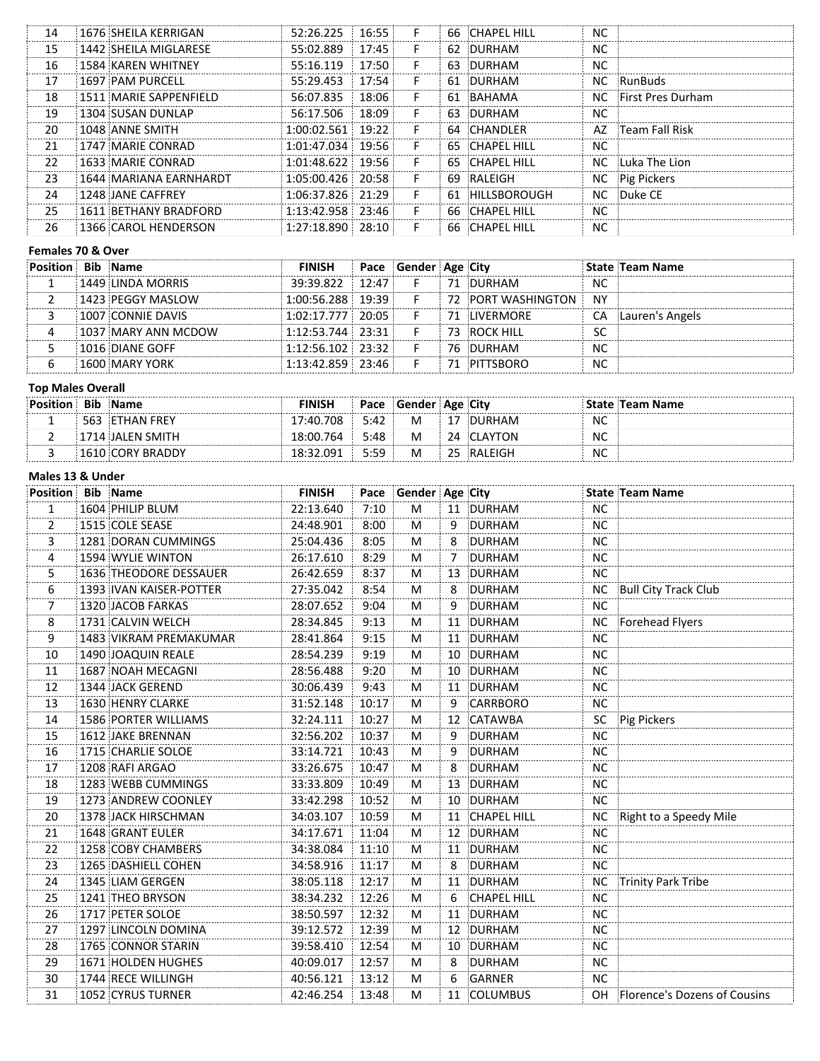| Position | Bib | Name | FINISH | Pace | Gender | Age | City | State | Team Name |
|---|---|---|---|---|---|---|---|---|---|
| 14 | 1676 | SHEILA KERRIGAN | 52:26.225 | 16:55 | F | 66 | CHAPEL HILL | NC | |
| 15 | 1442 | SHEILA MIGLARESE | 55:02.889 | 17:45 | F | 62 | DURHAM | NC | |
| 16 | 1584 | KAREN WHITNEY | 55:16.119 | 17:50 | F | 63 | DURHAM | NC | |
| 17 | 1697 | PAM PURCELL | 55:29.453 | 17:54 | F | 61 | DURHAM | NC | RunBuds |
| 18 | 1511 | MARIE SAPPENFIELD | 56:07.835 | 18:06 | F | 61 | BAHAMA | NC | First Pres Durham |
| 19 | 1304 | SUSAN DUNLAP | 56:17.506 | 18:09 | F | 63 | DURHAM | NC | |
| 20 | 1048 | ANNE SMITH | 1:00:02.561 | 19:22 | F | 64 | CHANDLER | AZ | Team Fall Risk |
| 21 | 1747 | MARIE CONRAD | 1:01:47.034 | 19:56 | F | 65 | CHAPEL HILL | NC | |
| 22 | 1633 | MARIE CONRAD | 1:01:48.622 | 19:56 | F | 65 | CHAPEL HILL | NC | Luka The Lion |
| 23 | 1644 | MARIANA EARNHARDT | 1:05:00.426 | 20:58 | F | 69 | RALEIGH | NC | Pig Pickers |
| 24 | 1248 | JANE CAFFREY | 1:06:37.826 | 21:29 | F | 61 | HILLSBOROUGH | NC | Duke CE |
| 25 | 1611 | BETHANY BRADFORD | 1:13:42.958 | 23:46 | F | 66 | CHAPEL HILL | NC | |
| 26 | 1366 | CAROL HENDERSON | 1:27:18.890 | 28:10 | F | 66 | CHAPEL HILL | NC | |

**Females 70 & Over**

| Position | Bib | Name | FINISH | Pace | Gender | Age | City | State | Team Name |
|---|---|---|---|---|---|---|---|---|---|
| 1 | 1449 | LINDA MORRIS | 39:39.822 | 12:47 | F | 71 | DURHAM | NC | |
| 2 | 1423 | PEGGY MASLOW | 1:00:56.288 | 19:39 | F | 72 | PORT WASHINGTON | NY | |
| 3 | 1007 | CONNIE DAVIS | 1:02:17.777 | 20:05 | F | 71 | LIVERMORE | CA | Lauren's Angels |
| 4 | 1037 | MARY ANN MCDOW | 1:12:53.744 | 23:31 | F | 73 | ROCK HILL | SC | |
| 5 | 1016 | DIANE GOFF | 1:12:56.102 | 23:32 | F | 76 | DURHAM | NC | |
| 6 | 1600 | MARY YORK | 1:13:42.859 | 23:46 | F | 71 | PITTSBORO | NC | |

**Top Males Overall**

| Position | Bib | Name | FINISH | Pace | Gender | Age | City | State | Team Name |
|---|---|---|---|---|---|---|---|---|---|
| 1 | 563 | ETHAN FREY | 17:40.708 | 5:42 | M | 17 | DURHAM | NC | |
| 2 | 1714 | JALEN SMITH | 18:00.764 | 5:48 | M | 24 | CLAYTON | NC | |
| 3 | 1610 | CORY BRADDY | 18:32.091 | 5:59 | M | 25 | RALEIGH | NC | |

**Males 13 & Under**

| Position | Bib | Name | FINISH | Pace | Gender | Age | City | State | Team Name |
|---|---|---|---|---|---|---|---|---|---|
| 1 | 1604 | PHILIP BLUM | 22:13.640 | 7:10 | M | 11 | DURHAM | NC | |
| 2 | 1515 | COLE SEASE | 24:48.901 | 8:00 | M | 9 | DURHAM | NC | |
| 3 | 1281 | DORAN CUMMINGS | 25:04.436 | 8:05 | M | 8 | DURHAM | NC | |
| 4 | 1594 | WYLIE WINTON | 26:17.610 | 8:29 | M | 7 | DURHAM | NC | |
| 5 | 1636 | THEODORE DESSAUER | 26:42.659 | 8:37 | M | 13 | DURHAM | NC | |
| 6 | 1393 | IVAN KAISER-POTTER | 27:35.042 | 8:54 | M | 8 | DURHAM | NC | Bull City Track Club |
| 7 | 1320 | JACOB FARKAS | 28:07.652 | 9:04 | M | 9 | DURHAM | NC | |
| 8 | 1731 | CALVIN WELCH | 28:34.845 | 9:13 | M | 11 | DURHAM | NC | Forehead Flyers |
| 9 | 1483 | VIKRAM PREMAKUMAR | 28:41.864 | 9:15 | M | 11 | DURHAM | NC | |
| 10 | 1490 | JOAQUIN REALE | 28:54.239 | 9:19 | M | 10 | DURHAM | NC | |
| 11 | 1687 | NOAH MECAGNI | 28:56.488 | 9:20 | M | 10 | DURHAM | NC | |
| 12 | 1344 | JACK GEREND | 30:06.439 | 9:43 | M | 11 | DURHAM | NC | |
| 13 | 1630 | HENRY CLARKE | 31:52.148 | 10:17 | M | 9 | CARRBORO | NC | |
| 14 | 1586 | PORTER WILLIAMS | 32:24.111 | 10:27 | M | 12 | CATAWBA | SC | Pig Pickers |
| 15 | 1612 | JAKE BRENNAN | 32:56.202 | 10:37 | M | 9 | DURHAM | NC | |
| 16 | 1715 | CHARLIE SOLOE | 33:14.721 | 10:43 | M | 9 | DURHAM | NC | |
| 17 | 1208 | RAFI ARGAO | 33:26.675 | 10:47 | M | 8 | DURHAM | NC | |
| 18 | 1283 | WEBB CUMMINGS | 33:33.809 | 10:49 | M | 13 | DURHAM | NC | |
| 19 | 1273 | ANDREW COONLEY | 33:42.298 | 10:52 | M | 10 | DURHAM | NC | |
| 20 | 1378 | JACK HIRSCHMAN | 34:03.107 | 10:59 | M | 11 | CHAPEL HILL | NC | Right to a Speedy Mile |
| 21 | 1648 | GRANT EULER | 34:17.671 | 11:04 | M | 12 | DURHAM | NC | |
| 22 | 1258 | COBY CHAMBERS | 34:38.084 | 11:10 | M | 11 | DURHAM | NC | |
| 23 | 1265 | DASHIELL COHEN | 34:58.916 | 11:17 | M | 8 | DURHAM | NC | |
| 24 | 1345 | LIAM GERGEN | 38:05.118 | 12:17 | M | 11 | DURHAM | NC | Trinity Park Tribe |
| 25 | 1241 | THEO BRYSON | 38:34.232 | 12:26 | M | 6 | CHAPEL HILL | NC | |
| 26 | 1717 | PETER SOLOE | 38:50.597 | 12:32 | M | 11 | DURHAM | NC | |
| 27 | 1297 | LINCOLN DOMINA | 39:12.572 | 12:39 | M | 12 | DURHAM | NC | |
| 28 | 1765 | CONNOR STARIN | 39:58.410 | 12:54 | M | 10 | DURHAM | NC | |
| 29 | 1671 | HOLDEN HUGHES | 40:09.017 | 12:57 | M | 8 | DURHAM | NC | |
| 30 | 1744 | RECE WILLINGH | 40:56.121 | 13:12 | M | 6 | GARNER | NC | |
| 31 | 1052 | CYRUS TURNER | 42:46.254 | 13:48 | M | 11 | COLUMBUS | OH | Florence's Dozens of Cousins |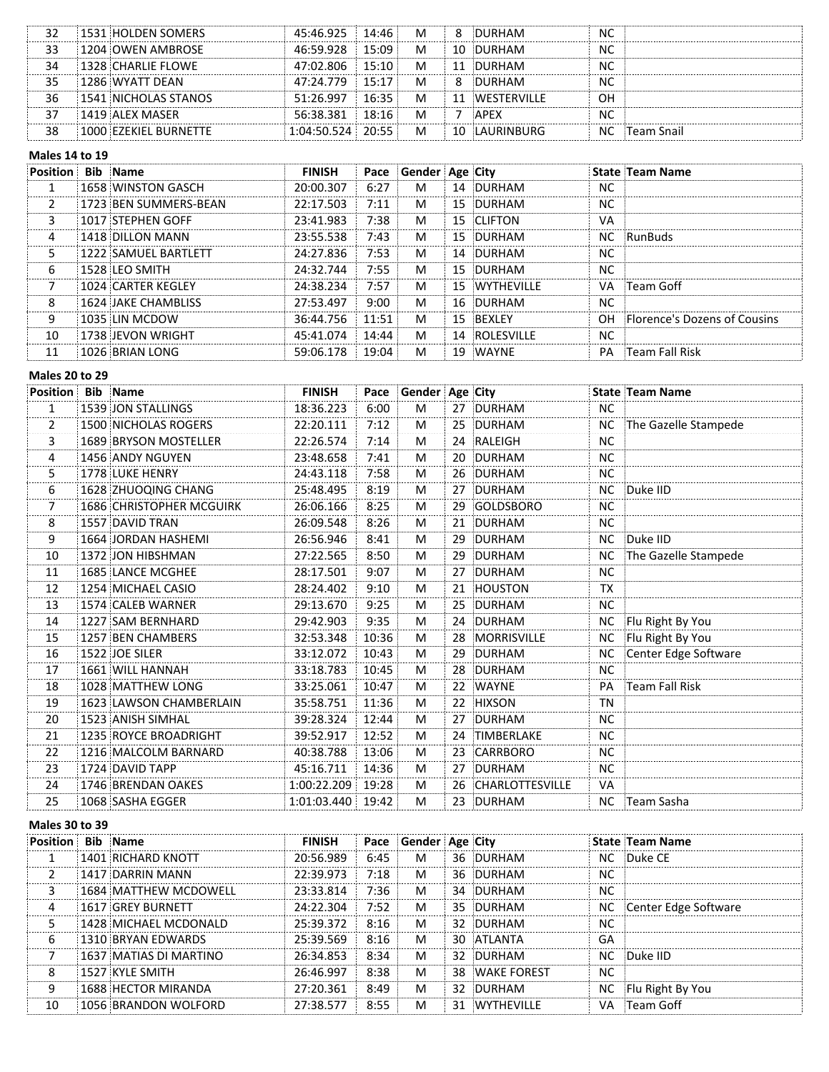| Position | Bib | Name | FINISH | Pace | Gender | Age | City | State | Team Name |
|---|---|---|---|---|---|---|---|---|---|
| 32 | 1531 | HOLDEN SOMERS | 45:46.925 | 14:46 | M | 8 | DURHAM | NC | |
| 33 | 1204 | OWEN AMBROSE | 46:59.928 | 15:09 | M | 10 | DURHAM | NC | |
| 34 | 1328 | CHARLIE FLOWE | 47:02.806 | 15:10 | M | 11 | DURHAM | NC | |
| 35 | 1286 | WYATT DEAN | 47:24.779 | 15:17 | M | 8 | DURHAM | NC | |
| 36 | 1541 | NICHOLAS STANOS | 51:26.997 | 16:35 | M | 11 | WESTERVILLE | OH | |
| 37 | 1419 | ALEX MASER | 56:38.381 | 18:16 | M | 7 | APEX | NC | |
| 38 | 1000 | EZEKIEL BURNETTE | 1:04:50.524 | 20:55 | M | 10 | LAURINBURG | NC | Team Snail |

**Males 14 to 19**

| Position | Bib | Name | FINISH | Pace | Gender | Age | City | State | Team Name |
|---|---|---|---|---|---|---|---|---|---|
| 1 | 1658 | WINSTON GASCH | 20:00.307 | 6:27 | M | 14 | DURHAM | NC | |
| 2 | 1723 | BEN SUMMERS-BEAN | 22:17.503 | 7:11 | M | 15 | DURHAM | NC | |
| 3 | 1017 | STEPHEN GOFF | 23:41.983 | 7:38 | M | 15 | CLIFTON | VA | |
| 4 | 1418 | DILLON MANN | 23:55.538 | 7:43 | M | 15 | DURHAM | NC | RunBuds |
| 5 | 1222 | SAMUEL BARTLETT | 24:27.836 | 7:53 | M | 14 | DURHAM | NC | |
| 6 | 1528 | LEO SMITH | 24:32.744 | 7:55 | M | 15 | DURHAM | NC | |
| 7 | 1024 | CARTER KEGLEY | 24:38.234 | 7:57 | M | 15 | WYTHEVILLE | VA | Team Goff |
| 8 | 1624 | JAKE CHAMBLISS | 27:53.497 | 9:00 | M | 16 | DURHAM | NC | |
| 9 | 1035 | LIN MCDOW | 36:44.756 | 11:51 | M | 15 | BEXLEY | OH | Florence's Dozens of Cousins |
| 10 | 1738 | JEVON WRIGHT | 45:41.074 | 14:44 | M | 14 | ROLESVILLE | NC | |
| 11 | 1026 | BRIAN LONG | 59:06.178 | 19:04 | M | 19 | WAYNE | PA | Team Fall Risk |

**Males 20 to 29**

| Position | Bib | Name | FINISH | Pace | Gender | Age | City | State | Team Name |
|---|---|---|---|---|---|---|---|---|---|
| 1 | 1539 | JON STALLINGS | 18:36.223 | 6:00 | M | 27 | DURHAM | NC | |
| 2 | 1500 | NICHOLAS ROGERS | 22:20.111 | 7:12 | M | 25 | DURHAM | NC | The Gazelle Stampede |
| 3 | 1689 | BRYSON MOSTELLER | 22:26.574 | 7:14 | M | 24 | RALEIGH | NC | |
| 4 | 1456 | ANDY NGUYEN | 23:48.658 | 7:41 | M | 20 | DURHAM | NC | |
| 5 | 1778 | LUKE HENRY | 24:43.118 | 7:58 | M | 26 | DURHAM | NC | |
| 6 | 1628 | ZHUOQING CHANG | 25:48.495 | 8:19 | M | 27 | DURHAM | NC | Duke IID |
| 7 | 1686 | CHRISTOPHER MCGUIRK | 26:06.166 | 8:25 | M | 29 | GOLDSBORO | NC | |
| 8 | 1557 | DAVID TRAN | 26:09.548 | 8:26 | M | 21 | DURHAM | NC | |
| 9 | 1664 | JORDAN HASHEMI | 26:56.946 | 8:41 | M | 29 | DURHAM | NC | Duke IID |
| 10 | 1372 | JON HIBSHMAN | 27:22.565 | 8:50 | M | 29 | DURHAM | NC | The Gazelle Stampede |
| 11 | 1685 | LANCE MCGHEE | 28:17.501 | 9:07 | M | 27 | DURHAM | NC | |
| 12 | 1254 | MICHAEL CASIO | 28:24.402 | 9:10 | M | 21 | HOUSTON | TX | |
| 13 | 1574 | CALEB WARNER | 29:13.670 | 9:25 | M | 25 | DURHAM | NC | |
| 14 | 1227 | SAM BERNHARD | 29:42.903 | 9:35 | M | 24 | DURHAM | NC | Flu Right By You |
| 15 | 1257 | BEN CHAMBERS | 32:53.348 | 10:36 | M | 28 | MORRISVILLE | NC | Flu Right By You |
| 16 | 1522 | JOE SILER | 33:12.072 | 10:43 | M | 29 | DURHAM | NC | Center Edge Software |
| 17 | 1661 | WILL HANNAH | 33:18.783 | 10:45 | M | 28 | DURHAM | NC | |
| 18 | 1028 | MATTHEW LONG | 33:25.061 | 10:47 | M | 22 | WAYNE | PA | Team Fall Risk |
| 19 | 1623 | LAWSON CHAMBERLAIN | 35:58.751 | 11:36 | M | 22 | HIXSON | TN | |
| 20 | 1523 | ANISH SIMHAL | 39:28.324 | 12:44 | M | 27 | DURHAM | NC | |
| 21 | 1235 | ROYCE BROADRIGHT | 39:52.917 | 12:52 | M | 24 | TIMBERLAKE | NC | |
| 22 | 1216 | MALCOLM BARNARD | 40:38.788 | 13:06 | M | 23 | CARRBORO | NC | |
| 23 | 1724 | DAVID TAPP | 45:16.711 | 14:36 | M | 27 | DURHAM | NC | |
| 24 | 1746 | BRENDAN OAKES | 1:00:22.209 | 19:28 | M | 26 | CHARLOTTESVILLE | VA | |
| 25 | 1068 | SASHA EGGER | 1:01:03.440 | 19:42 | M | 23 | DURHAM | NC | Team Sasha |

**Males 30 to 39**

| Position | Bib | Name | FINISH | Pace | Gender | Age | City | State | Team Name |
|---|---|---|---|---|---|---|---|---|---|
| 1 | 1401 | RICHARD KNOTT | 20:56.989 | 6:45 | M | 36 | DURHAM | NC | Duke CE |
| 2 | 1417 | DARRIN MANN | 22:39.973 | 7:18 | M | 36 | DURHAM | NC | |
| 3 | 1684 | MATTHEW MCDOWELL | 23:33.814 | 7:36 | M | 34 | DURHAM | NC | |
| 4 | 1617 | GREY BURNETT | 24:22.304 | 7:52 | M | 35 | DURHAM | NC | Center Edge Software |
| 5 | 1428 | MICHAEL MCDONALD | 25:39.372 | 8:16 | M | 32 | DURHAM | NC | |
| 6 | 1310 | BRYAN EDWARDS | 25:39.569 | 8:16 | M | 30 | ATLANTA | GA | |
| 7 | 1637 | MATIAS DI MARTINO | 26:34.853 | 8:34 | M | 32 | DURHAM | NC | Duke IID |
| 8 | 1527 | KYLE SMITH | 26:46.997 | 8:38 | M | 38 | WAKE FOREST | NC | |
| 9 | 1688 | HECTOR MIRANDA | 27:20.361 | 8:49 | M | 32 | DURHAM | NC | Flu Right By You |
| 10 | 1056 | BRANDON WOLFORD | 27:38.577 | 8:55 | M | 31 | WYTHEVILLE | VA | Team Goff |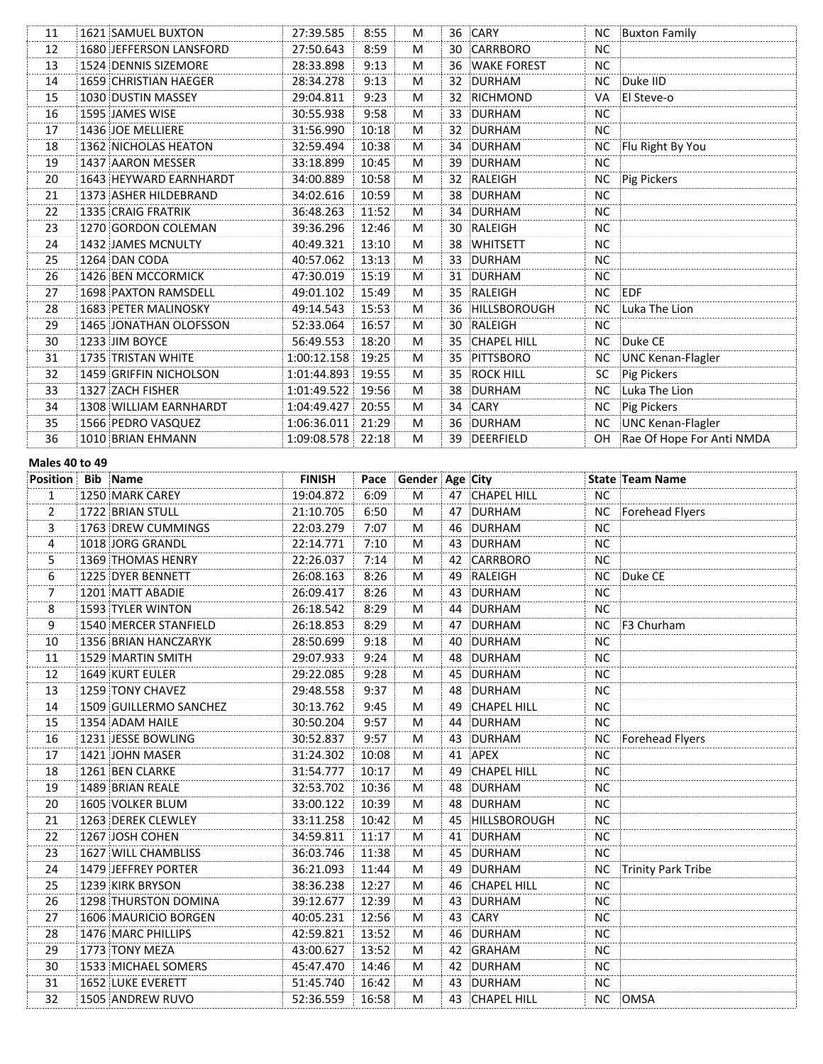| 11 | 1621 | SAMUEL BUXTON | 27:39.585 | 8:55 | M | 36 | CARY | NC | Buxton Family |
|---|---|---|---|---|---|---|---|---|---|
| 12 | 1680 | JEFFERSON LANSFORD | 27:50.643 | 8:59 | M | 30 | CARRBORO | NC | |
| 13 | 1524 | DENNIS SIZEMORE | 28:33.898 | 9:13 | M | 36 | WAKE FOREST | NC | |
| 14 | 1659 | CHRISTIAN HAEGER | 28:34.278 | 9:13 | M | 32 | DURHAM | NC | Duke IID |
| 15 | 1030 | DUSTIN MASSEY | 29:04.811 | 9:23 | M | 32 | RICHMOND | VA | El Steve-o |
| 16 | 1595 | JAMES WISE | 30:55.938 | 9:58 | M | 33 | DURHAM | NC | |
| 17 | 1436 | JOE MELLIERE | 31:56.990 | 10:18 | M | 32 | DURHAM | NC | |
| 18 | 1362 | NICHOLAS HEATON | 32:59.494 | 10:38 | M | 34 | DURHAM | NC | Flu Right By You |
| 19 | 1437 | AARON MESSER | 33:18.899 | 10:45 | M | 39 | DURHAM | NC | |
| 20 | 1643 | HEYWARD EARNHARDT | 34:00.889 | 10:58 | M | 32 | RALEIGH | NC | Pig Pickers |
| 21 | 1373 | ASHER HILDEBRAND | 34:02.616 | 10:59 | M | 38 | DURHAM | NC | |
| 22 | 1335 | CRAIG FRATRIK | 36:48.263 | 11:52 | M | 34 | DURHAM | NC | |
| 23 | 1270 | GORDON COLEMAN | 39:36.296 | 12:46 | M | 30 | RALEIGH | NC | |
| 24 | 1432 | JAMES MCNULTY | 40:49.321 | 13:10 | M | 38 | WHITSETT | NC | |
| 25 | 1264 | DAN CODA | 40:57.062 | 13:13 | M | 33 | DURHAM | NC | |
| 26 | 1426 | BEN MCCORMICK | 47:30.019 | 15:19 | M | 31 | DURHAM | NC | |
| 27 | 1698 | PAXTON RAMSDELL | 49:01.102 | 15:49 | M | 35 | RALEIGH | NC | EDF |
| 28 | 1683 | PETER MALINOSKY | 49:14.543 | 15:53 | M | 36 | HILLSBOROUGH | NC | Luka The Lion |
| 29 | 1465 | JONATHAN OLOFSSON | 52:33.064 | 16:57 | M | 30 | RALEIGH | NC | |
| 30 | 1233 | JIM BOYCE | 56:49.553 | 18:20 | M | 35 | CHAPEL HILL | NC | Duke CE |
| 31 | 1735 | TRISTAN WHITE | 1:00:12.158 | 19:25 | M | 35 | PITTSBORO | NC | UNC Kenan-Flagler |
| 32 | 1459 | GRIFFIN NICHOLSON | 1:01:44.893 | 19:55 | M | 35 | ROCK HILL | SC | Pig Pickers |
| 33 | 1327 | ZACH FISHER | 1:01:49.522 | 19:56 | M | 38 | DURHAM | NC | Luka The Lion |
| 34 | 1308 | WILLIAM EARNHARDT | 1:04:49.427 | 20:55 | M | 34 | CARY | NC | Pig Pickers |
| 35 | 1566 | PEDRO VASQUEZ | 1:06:36.011 | 21:29 | M | 36 | DURHAM | NC | UNC Kenan-Flagler |
| 36 | 1010 | BRIAN EHMANN | 1:09:08.578 | 22:18 | M | 39 | DEERFIELD | OH | Rae Of Hope For Anti NMDA |

**Males 40 to 49**

| Position | Bib | Name | FINISH | Pace | Gender | Age | City | State | Team Name |
|---|---|---|---|---|---|---|---|---|---|
| 1 | 1250 | MARK CAREY | 19:04.872 | 6:09 | M | 47 | CHAPEL HILL | NC | |
| 2 | 1722 | BRIAN STULL | 21:10.705 | 6:50 | M | 47 | DURHAM | NC | Forehead Flyers |
| 3 | 1763 | DREW CUMMINGS | 22:03.279 | 7:07 | M | 46 | DURHAM | NC | |
| 4 | 1018 | JORG GRANDL | 22:14.771 | 7:10 | M | 43 | DURHAM | NC | |
| 5 | 1369 | THOMAS HENRY | 22:26.037 | 7:14 | M | 42 | CARRBORO | NC | |
| 6 | 1225 | DYER BENNETT | 26:08.163 | 8:26 | M | 49 | RALEIGH | NC | Duke CE |
| 7 | 1201 | MATT ABADIE | 26:09.417 | 8:26 | M | 43 | DURHAM | NC | |
| 8 | 1593 | TYLER WINTON | 26:18.542 | 8:29 | M | 44 | DURHAM | NC | |
| 9 | 1540 | MERCER STANFIELD | 26:18.853 | 8:29 | M | 47 | DURHAM | NC | F3 Churham |
| 10 | 1356 | BRIAN HANCZARYK | 28:50.699 | 9:18 | M | 40 | DURHAM | NC | |
| 11 | 1529 | MARTIN SMITH | 29:07.933 | 9:24 | M | 48 | DURHAM | NC | |
| 12 | 1649 | KURT EULER | 29:22.085 | 9:28 | M | 45 | DURHAM | NC | |
| 13 | 1259 | TONY CHAVEZ | 29:48.558 | 9:37 | M | 48 | DURHAM | NC | |
| 14 | 1509 | GUILLERMO SANCHEZ | 30:13.762 | 9:45 | M | 49 | CHAPEL HILL | NC | |
| 15 | 1354 | ADAM HAILE | 30:50.204 | 9:57 | M | 44 | DURHAM | NC | |
| 16 | 1231 | JESSE BOWLING | 30:52.837 | 9:57 | M | 43 | DURHAM | NC | Forehead Flyers |
| 17 | 1421 | JOHN MASER | 31:24.302 | 10:08 | M | 41 | APEX | NC | |
| 18 | 1261 | BEN CLARKE | 31:54.777 | 10:17 | M | 49 | CHAPEL HILL | NC | |
| 19 | 1489 | BRIAN REALE | 32:53.702 | 10:36 | M | 48 | DURHAM | NC | |
| 20 | 1605 | VOLKER BLUM | 33:00.122 | 10:39 | M | 48 | DURHAM | NC | |
| 21 | 1263 | DEREK CLEWLEY | 33:11.258 | 10:42 | M | 45 | HILLSBOROUGH | NC | |
| 22 | 1267 | JOSH COHEN | 34:59.811 | 11:17 | M | 41 | DURHAM | NC | |
| 23 | 1627 | WILL CHAMBLISS | 36:03.746 | 11:38 | M | 45 | DURHAM | NC | |
| 24 | 1479 | JEFFREY PORTER | 36:21.093 | 11:44 | M | 49 | DURHAM | NC | Trinity Park Tribe |
| 25 | 1239 | KIRK BRYSON | 38:36.238 | 12:27 | M | 46 | CHAPEL HILL | NC | |
| 26 | 1298 | THURSTON DOMINA | 39:12.677 | 12:39 | M | 43 | DURHAM | NC | |
| 27 | 1606 | MAURICIO BORGEN | 40:05.231 | 12:56 | M | 43 | CARY | NC | |
| 28 | 1476 | MARC PHILLIPS | 42:59.821 | 13:52 | M | 46 | DURHAM | NC | |
| 29 | 1773 | TONY MEZA | 43:00.627 | 13:52 | M | 42 | GRAHAM | NC | |
| 30 | 1533 | MICHAEL SOMERS | 45:47.470 | 14:46 | M | 42 | DURHAM | NC | |
| 31 | 1652 | LUKE EVERETT | 51:45.740 | 16:42 | M | 43 | DURHAM | NC | |
| 32 | 1505 | ANDREW RUVO | 52:36.559 | 16:58 | M | 43 | CHAPEL HILL | NC | OMSA |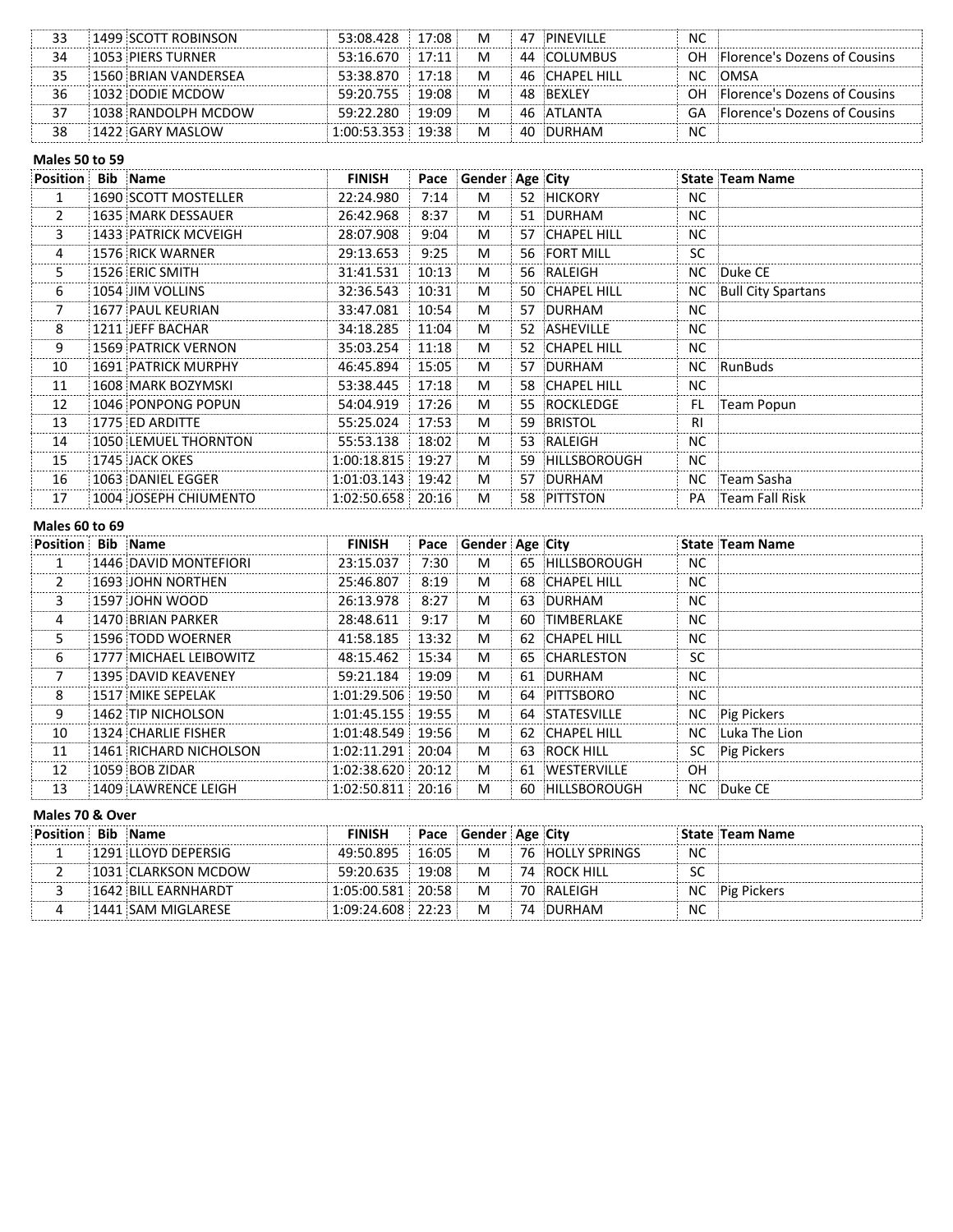| | | | | | | | | | |
|---|---|---|---|---|---|---|---|---|---|
| 33 | 1499 | SCOTT ROBINSON | 53:08.428 | 17:08 | M | 47 | PINEVILLE | NC | |
| 34 | 1053 | PIERS TURNER | 53:16.670 | 17:11 | M | 44 | COLUMBUS | OH | Florence's Dozens of Cousins |
| 35 | 1560 | BRIAN VANDERSEA | 53:38.870 | 17:18 | M | 46 | CHAPEL HILL | NC | OMSA |
| 36 | 1032 | DODIE MCDOW | 59:20.755 | 19:08 | M | 48 | BEXLEY | OH | Florence's Dozens of Cousins |
| 37 | 1038 | RANDOLPH MCDOW | 59:22.280 | 19:09 | M | 46 | ATLANTA | GA | Florence's Dozens of Cousins |
| 38 | 1422 | GARY MASLOW | 1:00:53.353 | 19:38 | M | 40 | DURHAM | NC | |

**Males 50 to 59**

| Position | Bib | Name | FINISH | Pace | Gender | Age | City | State | Team Name |
|---|---|---|---|---|---|---|---|---|---|
| 1 | 1690 | SCOTT MOSTELLER | 22:24.980 | 7:14 | M | 52 | HICKORY | NC | |
| 2 | 1635 | MARK DESSAUER | 26:42.968 | 8:37 | M | 51 | DURHAM | NC | |
| 3 | 1433 | PATRICK MCVEIGH | 28:07.908 | 9:04 | M | 57 | CHAPEL HILL | NC | |
| 4 | 1576 | RICK WARNER | 29:13.653 | 9:25 | M | 56 | FORT MILL | SC | |
| 5 | 1526 | ERIC SMITH | 31:41.531 | 10:13 | M | 56 | RALEIGH | NC | Duke CE |
| 6 | 1054 | JIM VOLLINS | 32:36.543 | 10:31 | M | 50 | CHAPEL HILL | NC | Bull City Spartans |
| 7 | 1677 | PAUL KEURIAN | 33:47.081 | 10:54 | M | 57 | DURHAM | NC | |
| 8 | 1211 | JEFF BACHAR | 34:18.285 | 11:04 | M | 52 | ASHEVILLE | NC | |
| 9 | 1569 | PATRICK VERNON | 35:03.254 | 11:18 | M | 52 | CHAPEL HILL | NC | |
| 10 | 1691 | PATRICK MURPHY | 46:45.894 | 15:05 | M | 57 | DURHAM | NC | RunBuds |
| 11 | 1608 | MARK BOZYMSKI | 53:38.445 | 17:18 | M | 58 | CHAPEL HILL | NC | |
| 12 | 1046 | PONPONG POPUN | 54:04.919 | 17:26 | M | 55 | ROCKLEDGE | FL | Team Popun |
| 13 | 1775 | ED ARDITTE | 55:25.024 | 17:53 | M | 59 | BRISTOL | RI | |
| 14 | 1050 | LEMUEL THORNTON | 55:53.138 | 18:02 | M | 53 | RALEIGH | NC | |
| 15 | 1745 | JACK OKES | 1:00:18.815 | 19:27 | M | 59 | HILLSBOROUGH | NC | |
| 16 | 1063 | DANIEL EGGER | 1:01:03.143 | 19:42 | M | 57 | DURHAM | NC | Team Sasha |
| 17 | 1004 | JOSEPH CHIUMENTO | 1:02:50.658 | 20:16 | M | 58 | PITTSTON | PA | Team Fall Risk |

**Males 60 to 69**

| Position | Bib | Name | FINISH | Pace | Gender | Age | City | State | Team Name |
|---|---|---|---|---|---|---|---|---|---|
| 1 | 1446 | DAVID MONTEFIORI | 23:15.037 | 7:30 | M | 65 | HILLSBOROUGH | NC | |
| 2 | 1693 | JOHN NORTHEN | 25:46.807 | 8:19 | M | 68 | CHAPEL HILL | NC | |
| 3 | 1597 | JOHN WOOD | 26:13.978 | 8:27 | M | 63 | DURHAM | NC | |
| 4 | 1470 | BRIAN PARKER | 28:48.611 | 9:17 | M | 60 | TIMBERLAKE | NC | |
| 5 | 1596 | TODD WOERNER | 41:58.185 | 13:32 | M | 62 | CHAPEL HILL | NC | |
| 6 | 1777 | MICHAEL LEIBOWITZ | 48:15.462 | 15:34 | M | 65 | CHARLESTON | SC | |
| 7 | 1395 | DAVID KEAVENEY | 59:21.184 | 19:09 | M | 61 | DURHAM | NC | |
| 8 | 1517 | MIKE SEPELAK | 1:01:29.506 | 19:50 | M | 64 | PITTSBORO | NC | |
| 9 | 1462 | TIP NICHOLSON | 1:01:45.155 | 19:55 | M | 64 | STATESVILLE | NC | Pig Pickers |
| 10 | 1324 | CHARLIE FISHER | 1:01:48.549 | 19:56 | M | 62 | CHAPEL HILL | NC | Luka The Lion |
| 11 | 1461 | RICHARD NICHOLSON | 1:02:11.291 | 20:04 | M | 63 | ROCK HILL | SC | Pig Pickers |
| 12 | 1059 | BOB ZIDAR | 1:02:38.620 | 20:12 | M | 61 | WESTERVILLE | OH | |
| 13 | 1409 | LAWRENCE LEIGH | 1:02:50.811 | 20:16 | M | 60 | HILLSBOROUGH | NC | Duke CE |

**Males 70 & Over**

| Position | Bib | Name | FINISH | Pace | Gender | Age | City | State | Team Name |
|---|---|---|---|---|---|---|---|---|---|
| 1 | 1291 | LLOYD DEPERSIG | 49:50.895 | 16:05 | M | 76 | HOLLY SPRINGS | NC | |
| 2 | 1031 | CLARKSON MCDOW | 59:20.635 | 19:08 | M | 74 | ROCK HILL | SC | |
| 3 | 1642 | BILL EARNHARDT | 1:05:00.581 | 20:58 | M | 70 | RALEIGH | NC | Pig Pickers |
| 4 | 1441 | SAM MIGLARESE | 1:09:24.608 | 22:23 | M | 74 | DURHAM | NC | |